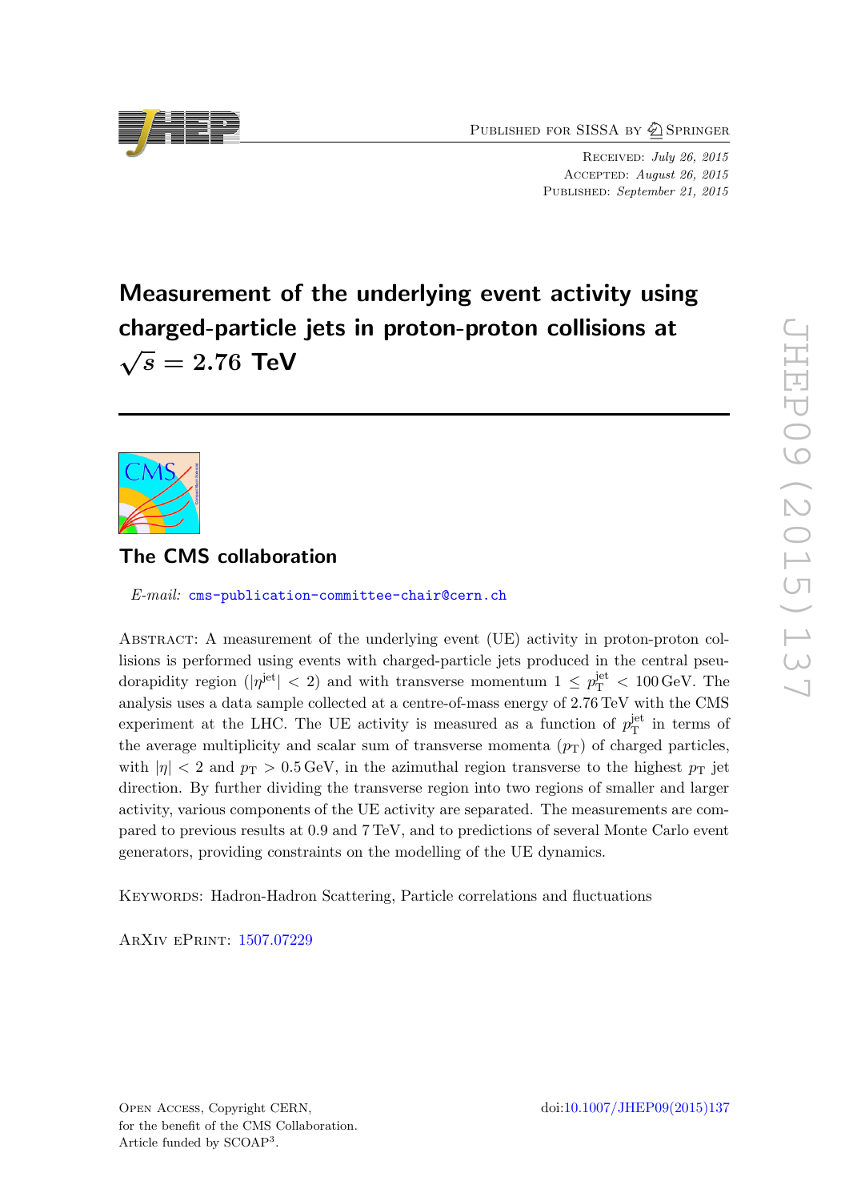Published for SISSA by Springer

Received: *July 26, 2015*
Accepted: *August 26, 2015*
Published: *September 21, 2015*

# Measurement of the underlying event activity using charged-particle jets in proton-proton collisions at $\sqrt{s} = 2.76$ TeV

## The CMS collaboration

*E-mail:* cms-publication-committee-chair@cern.ch

Abstract: A measurement of the underlying event (UE) activity in proton-proton collisions is performed using events with charged-particle jets produced in the central pseudorapidity region ($|\eta^{\text{jet}}| < 2$) and with transverse momentum $1 \leq p_{\text{T}}^{\text{jet}} < 100\,\text{GeV}$. The analysis uses a data sample collected at a centre-of-mass energy of 2.76 TeV with the CMS experiment at the LHC. The UE activity is measured as a function of $p_{\text{T}}^{\text{jet}}$ in terms of the average multiplicity and scalar sum of transverse momenta ($p_{\text{T}}$) of charged particles, with $|\eta| < 2$ and $p_{\text{T}} > 0.5\,\text{GeV}$, in the azimuthal region transverse to the highest $p_{\text{T}}$ jet direction. By further dividing the transverse region into two regions of smaller and larger activity, various components of the UE activity are separated. The measurements are compared to previous results at 0.9 and 7 TeV, and to predictions of several Monte Carlo event generators, providing constraints on the modelling of the UE dynamics.

Keywords: Hadron-Hadron Scattering, Particle correlations and fluctuations

ArXiv ePrint: 1507.07229

Open Access, Copyright CERN, for the benefit of the CMS Collaboration. Article funded by SCOAP[3].

doi:10.1007/JHEP09(2015)137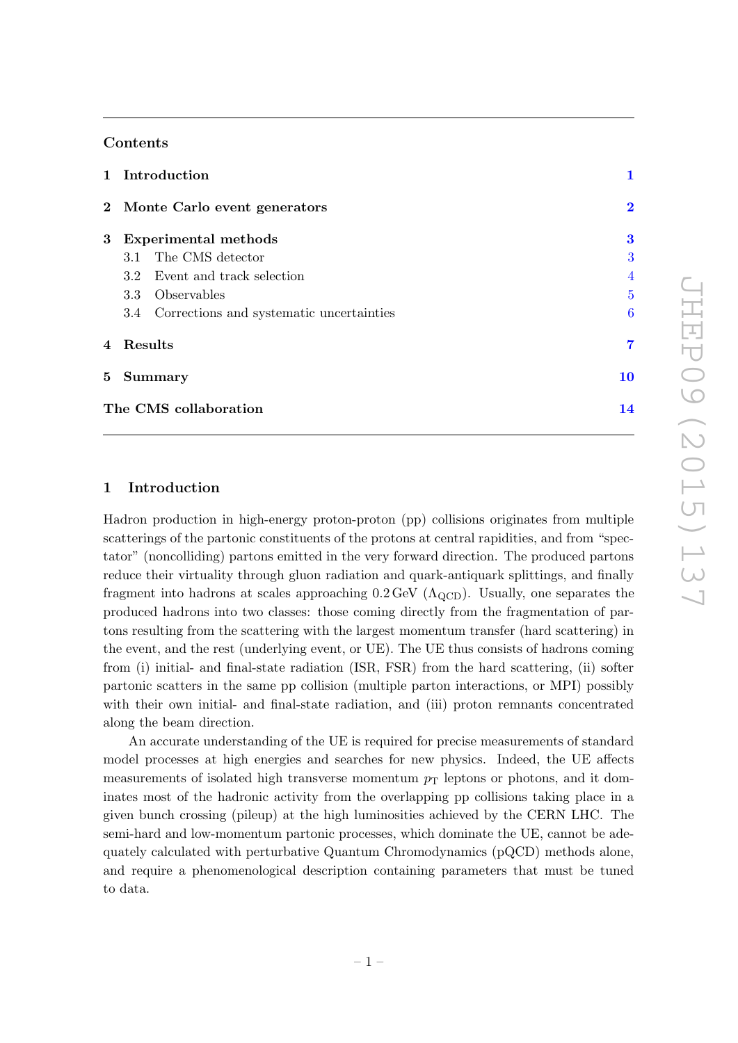## Contents

| | | |
|---|---|---|
| **1** | **Introduction** | **1** |
| **2** | **Monte Carlo event generators** | **2** |
| **3** | **Experimental methods** | **3** |
| | 3.1 The CMS detector | 3 |
| | 3.2 Event and track selection | 4 |
| | 3.3 Observables | 5 |
| | 3.4 Corrections and systematic uncertainties | 6 |
| **4** | **Results** | **7** |
| **5** | **Summary** | **10** |
| | **The CMS collaboration** | **14** |

## 1 Introduction

Hadron production in high-energy proton-proton (pp) collisions originates from multiple scatterings of the partonic constituents of the protons at central rapidities, and from "spectator" (noncolliding) partons emitted in the very forward direction. The produced partons reduce their virtuality through gluon radiation and quark-antiquark splittings, and finally fragment into hadrons at scales approaching 0.2 GeV ($\Lambda_{\text{QCD}}$). Usually, one separates the produced hadrons into two classes: those coming directly from the fragmentation of partons resulting from the scattering with the largest momentum transfer (hard scattering) in the event, and the rest (underlying event, or UE). The UE thus consists of hadrons coming from (i) initial- and final-state radiation (ISR, FSR) from the hard scattering, (ii) softer partonic scatters in the same pp collision (multiple parton interactions, or MPI) possibly with their own initial- and final-state radiation, and (iii) proton remnants concentrated along the beam direction.

An accurate understanding of the UE is required for precise measurements of standard model processes at high energies and searches for new physics. Indeed, the UE affects measurements of isolated high transverse momentum $p_{\text{T}}$ leptons or photons, and it dominates most of the hadronic activity from the overlapping pp collisions taking place in a given bunch crossing (pileup) at the high luminosities achieved by the CERN LHC. The semi-hard and low-momentum partonic processes, which dominate the UE, cannot be adequately calculated with perturbative Quantum Chromodynamics (pQCD) methods alone, and require a phenomenological description containing parameters that must be tuned to data.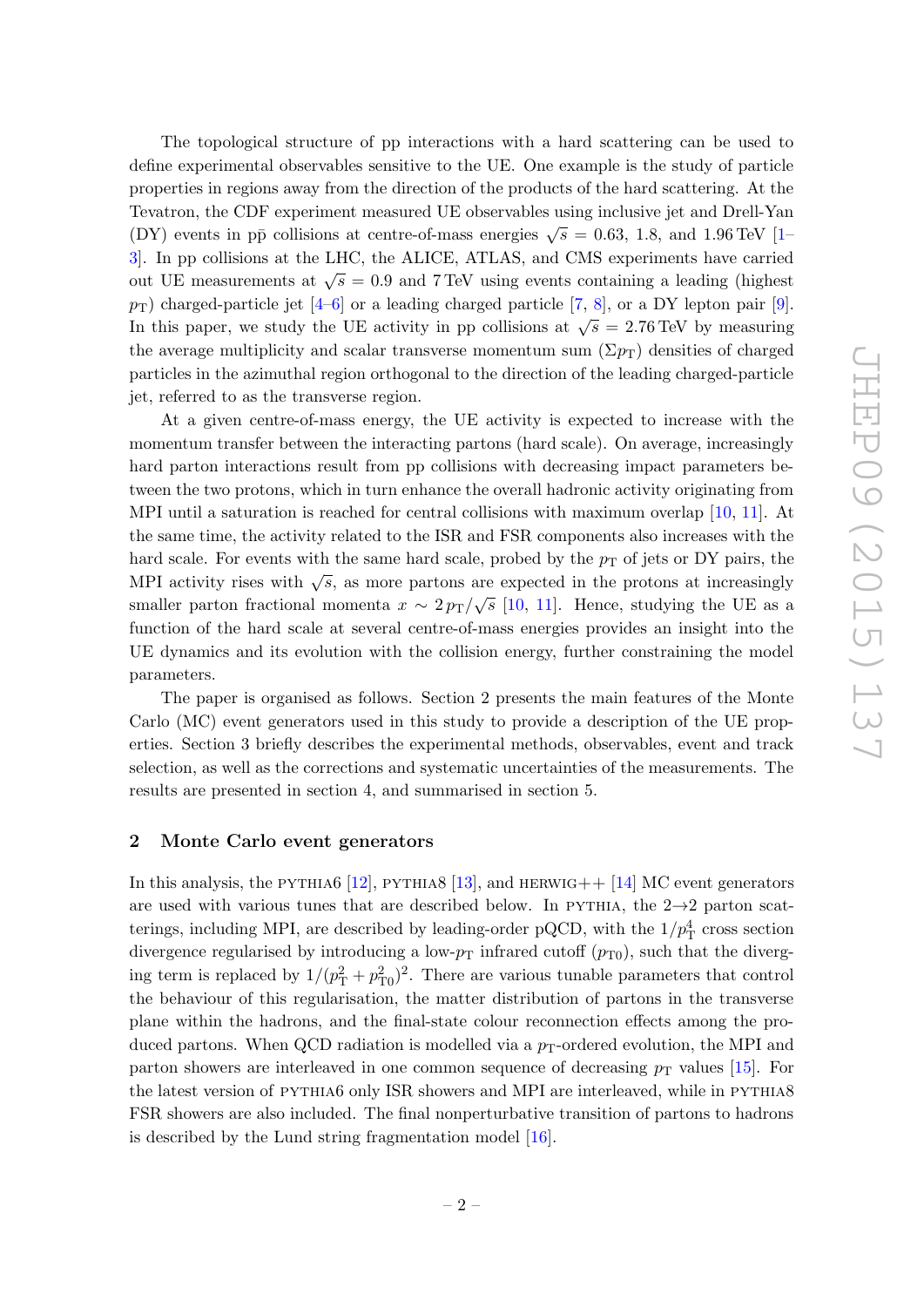The topological structure of pp interactions with a hard scattering can be used to define experimental observables sensitive to the UE. One example is the study of particle properties in regions away from the direction of the products of the hard scattering. At the Tevatron, the CDF experiment measured UE observables using inclusive jet and Drell-Yan (DY) events in $\mathrm{p\bar{p}}$ collisions at centre-of-mass energies $\sqrt{s} = 0.63$, 1.8, and 1.96 TeV [1–3]. In pp collisions at the LHC, the ALICE, ATLAS, and CMS experiments have carried out UE measurements at $\sqrt{s} = 0.9$ and 7 TeV using events containing a leading (highest $p_{\mathrm{T}}$) charged-particle jet [4–6] or a leading charged particle [7, 8], or a DY lepton pair [9]. In this paper, we study the UE activity in pp collisions at $\sqrt{s} = 2.76$ TeV by measuring the average multiplicity and scalar transverse momentum sum ($\Sigma p_{\mathrm{T}}$) densities of charged particles in the azimuthal region orthogonal to the direction of the leading charged-particle jet, referred to as the transverse region.

At a given centre-of-mass energy, the UE activity is expected to increase with the momentum transfer between the interacting partons (hard scale). On average, increasingly hard parton interactions result from pp collisions with decreasing impact parameters between the two protons, which in turn enhance the overall hadronic activity originating from MPI until a saturation is reached for central collisions with maximum overlap [10, 11]. At the same time, the activity related to the ISR and FSR components also increases with the hard scale. For events with the same hard scale, probed by the $p_{\mathrm{T}}$ of jets or DY pairs, the MPI activity rises with $\sqrt{s}$, as more partons are expected in the protons at increasingly smaller parton fractional momenta $x \sim 2\,p_{\mathrm{T}}/\sqrt{s}$ [10, 11]. Hence, studying the UE as a function of the hard scale at several centre-of-mass energies provides an insight into the UE dynamics and its evolution with the collision energy, further constraining the model parameters.

The paper is organised as follows. Section 2 presents the main features of the Monte Carlo (MC) event generators used in this study to provide a description of the UE properties. Section 3 briefly describes the experimental methods, observables, event and track selection, as well as the corrections and systematic uncertainties of the measurements. The results are presented in section 4, and summarised in section 5.

## 2 Monte Carlo event generators

In this analysis, the PYTHIA6 [12], PYTHIA8 [13], and HERWIG++ [14] MC event generators are used with various tunes that are described below. In PYTHIA, the 2→2 parton scatterings, including MPI, are described by leading-order pQCD, with the $1/p_{\mathrm{T}}^4$ cross section divergence regularised by introducing a low-$p_{\mathrm{T}}$ infrared cutoff ($p_{\mathrm{T0}}$), such that the diverging term is replaced by $1/(p_{\mathrm{T}}^2 + p_{\mathrm{T0}}^2)^2$. There are various tunable parameters that control the behaviour of this regularisation, the matter distribution of partons in the transverse plane within the hadrons, and the final-state colour reconnection effects among the produced partons. When QCD radiation is modelled via a $p_{\mathrm{T}}$-ordered evolution, the MPI and parton showers are interleaved in one common sequence of decreasing $p_{\mathrm{T}}$ values [15]. For the latest version of PYTHIA6 only ISR showers and MPI are interleaved, while in PYTHIA8 FSR showers are also included. The final nonperturbative transition of partons to hadrons is described by the Lund string fragmentation model [16].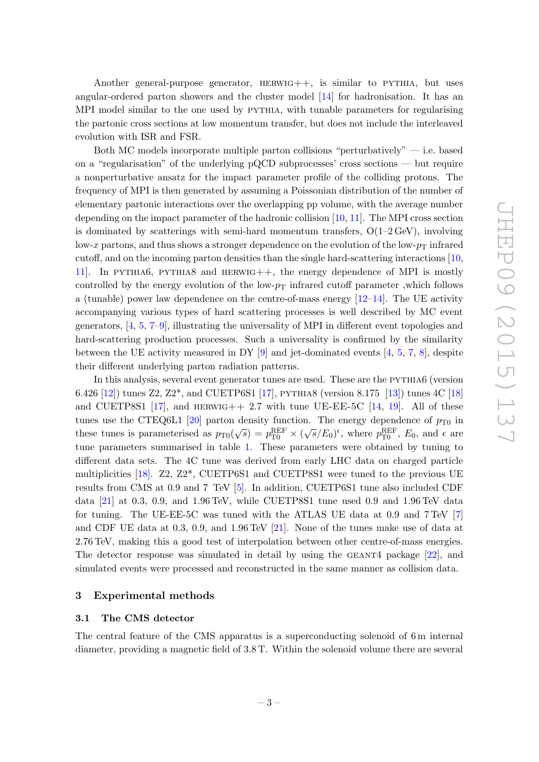Another general-purpose generator, HERWIG++, is similar to PYTHIA, but uses angular-ordered parton showers and the cluster model [14] for hadronisation. It has an MPI model similar to the one used by PYTHIA, with tunable parameters for regularising the partonic cross sections at low momentum transfer, but does not include the interleaved evolution with ISR and FSR.

Both MC models incorporate multiple parton collisions "perturbatively" — i.e. based on a "regularisation" of the underlying pQCD subprocesses' cross sections — but require a nonperturbative ansatz for the impact parameter profile of the colliding protons. The frequency of MPI is then generated by assuming a Poissonian distribution of the number of elementary partonic interactions over the overlapping pp volume, with the average number depending on the impact parameter of the hadronic collision [10, 11]. The MPI cross section is dominated by scatterings with semi-hard momentum transfers, O(1–2 GeV), involving low-$x$ partons, and thus shows a stronger dependence on the evolution of the low-$p_{\mathrm{T}}$ infrared cutoff, and on the incoming parton densities than the single hard-scattering interactions [10, 11]. In PYTHIA6, PYTHIA8 and HERWIG++, the energy dependence of MPI is mostly controlled by the energy evolution of the low-$p_{\mathrm{T}}$ infrared cutoff parameter ,which follows a (tunable) power law dependence on the centre-of-mass energy [12–14]. The UE activity accompanying various types of hard scattering processes is well described by MC event generators, [4, 5, 7–9], illustrating the universality of MPI in different event topologies and hard-scattering production processes. Such a universality is confirmed by the similarity between the UE activity measured in DY [9] and jet-dominated events [4, 5, 7, 8], despite their different underlying parton radiation patterns.

In this analysis, several event generator tunes are used. These are the PYTHIA6 (version 6.426 [12]) tunes Z2, Z2*, and CUETP6S1 [17], PYTHIA8 (version 8.175 [13]) tunes 4C [18] and CUETP8S1 [17], and HERWIG++ 2.7 with tune UE-EE-5C [14, 19]. All of these tunes use the CTEQ6L1 [20] parton density function. The energy dependence of $p_{\mathrm{T0}}$ in these tunes is parameterised as $p_{\mathrm{T0}}(\sqrt{s}) = p_{\mathrm{T0}}^{\mathrm{REF}} \times (\sqrt{s}/E_0)^{\epsilon}$, where $p_{\mathrm{T0}}^{\mathrm{REF}}$, $E_0$, and $\epsilon$ are tune parameters summarised in table 1. These parameters were obtained by tuning to different data sets. The 4C tune was derived from early LHC data on charged particle multiplicities [18]. Z2, Z2*, CUETP6S1 and CUETP8S1 were tuned to the previous UE results from CMS at 0.9 and 7 TeV [5]. In addition, CUETP6S1 tune also included CDF data [21] at 0.3, 0.9, and 1.96 TeV, while CUETP8S1 tune used 0.9 and 1.96 TeV data for tuning. The UE-EE-5C was tuned with the ATLAS UE data at 0.9 and 7 TeV [7] and CDF UE data at 0.3, 0.9, and 1.96 TeV [21]. None of the tunes make use of data at 2.76 TeV, making this a good test of interpolation between other centre-of-mass energies. The detector response was simulated in detail by using the GEANT4 package [22], and simulated events were processed and reconstructed in the same manner as collision data.

## 3 Experimental methods

### 3.1 The CMS detector

The central feature of the CMS apparatus is a superconducting solenoid of 6 m internal diameter, providing a magnetic field of 3.8 T. Within the solenoid volume there are several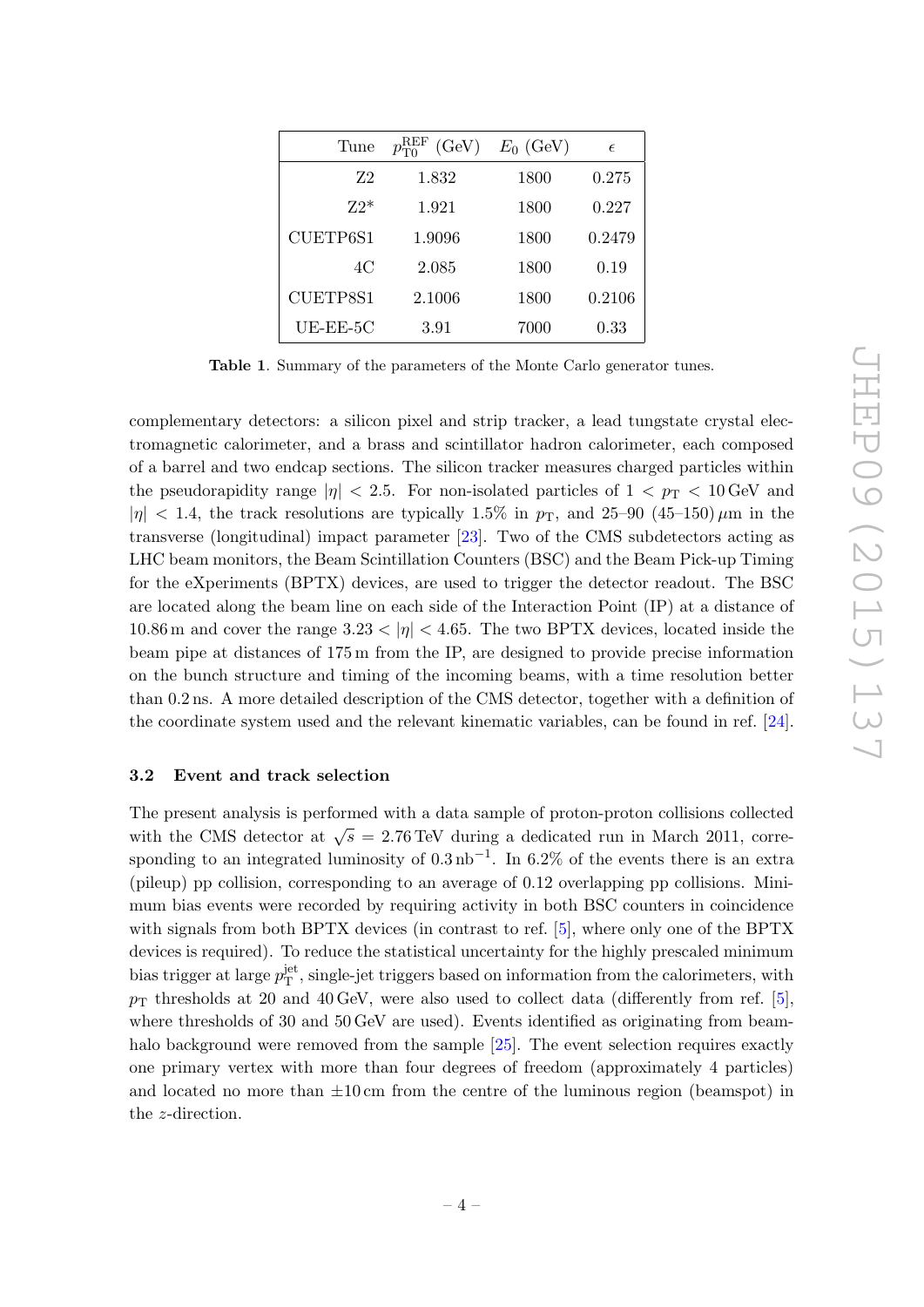| Tune | $p_{\mathrm{T0}}^{\mathrm{REF}}$ (GeV) | $E_0$ (GeV) | $\epsilon$ |
|---|---|---|---|
| Z2 | 1.832 | 1800 | 0.275 |
| Z2* | 1.921 | 1800 | 0.227 |
| CUETP6S1 | 1.9096 | 1800 | 0.2479 |
| 4C | 2.085 | 1800 | 0.19 |
| CUETP8S1 | 2.1006 | 1800 | 0.2106 |
| UE-EE-5C | 3.91 | 7000 | 0.33 |

**Table 1**. Summary of the parameters of the Monte Carlo generator tunes.

complementary detectors: a silicon pixel and strip tracker, a lead tungstate crystal electromagnetic calorimeter, and a brass and scintillator hadron calorimeter, each composed of a barrel and two endcap sections. The silicon tracker measures charged particles within the pseudorapidity range $|\eta| < 2.5$. For non-isolated particles of $1 < p_{\mathrm{T}} < 10\,\mathrm{GeV}$ and $|\eta| < 1.4$, the track resolutions are typically 1.5% in $p_{\mathrm{T}}$, and 25–90 (45–150) $\mu$m in the transverse (longitudinal) impact parameter [23]. Two of the CMS subdetectors acting as LHC beam monitors, the Beam Scintillation Counters (BSC) and the Beam Pick-up Timing for the eXperiments (BPTX) devices, are used to trigger the detector readout. The BSC are located along the beam line on each side of the Interaction Point (IP) at a distance of 10.86 m and cover the range $3.23 < |\eta| < 4.65$. The two BPTX devices, located inside the beam pipe at distances of 175 m from the IP, are designed to provide precise information on the bunch structure and timing of the incoming beams, with a time resolution better than 0.2 ns. A more detailed description of the CMS detector, together with a definition of the coordinate system used and the relevant kinematic variables, can be found in ref. [24].

### 3.2 Event and track selection

The present analysis is performed with a data sample of proton-proton collisions collected with the CMS detector at $\sqrt{s} = 2.76\,\mathrm{TeV}$ during a dedicated run in March 2011, corresponding to an integrated luminosity of $0.3\,\mathrm{nb}^{-1}$. In 6.2% of the events there is an extra (pileup) pp collision, corresponding to an average of 0.12 overlapping pp collisions. Minimum bias events were recorded by requiring activity in both BSC counters in coincidence with signals from both BPTX devices (in contrast to ref. [5], where only one of the BPTX devices is required). To reduce the statistical uncertainty for the highly prescaled minimum bias trigger at large $p_{\mathrm{T}}^{\mathrm{jet}}$, single-jet triggers based on information from the calorimeters, with $p_{\mathrm{T}}$ thresholds at 20 and 40 GeV, were also used to collect data (differently from ref. [5], where thresholds of 30 and 50 GeV are used). Events identified as originating from beam-halo background were removed from the sample [25]. The event selection requires exactly one primary vertex with more than four degrees of freedom (approximately 4 particles) and located no more than $\pm 10\,\mathrm{cm}$ from the centre of the luminous region (beamspot) in the $z$-direction.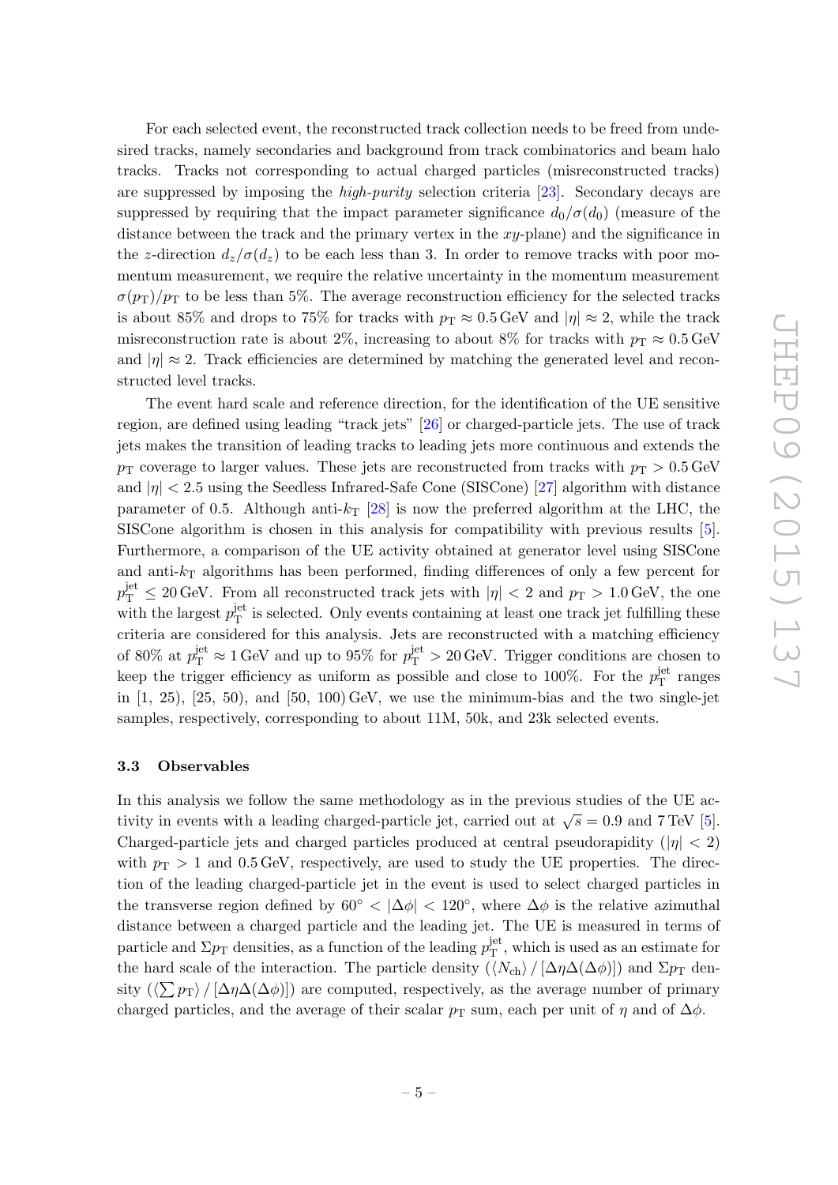For each selected event, the reconstructed track collection needs to be freed from undesired tracks, namely secondaries and background from track combinatorics and beam halo tracks. Tracks not corresponding to actual charged particles (misreconstructed tracks) are suppressed by imposing the *high-purity* selection criteria [23]. Secondary decays are suppressed by requiring that the impact parameter significance $d_0/\sigma(d_0)$ (measure of the distance between the track and the primary vertex in the $xy$-plane) and the significance in the $z$-direction $d_z/\sigma(d_z)$ to be each less than 3. In order to remove tracks with poor momentum measurement, we require the relative uncertainty in the momentum measurement $\sigma(p_{\mathrm{T}})/p_{\mathrm{T}}$ to be less than 5%. The average reconstruction efficiency for the selected tracks is about 85% and drops to 75% for tracks with $p_{\mathrm{T}} \approx 0.5\,\mathrm{GeV}$ and $|\eta| \approx 2$, while the track misreconstruction rate is about 2%, increasing to about 8% for tracks with $p_{\mathrm{T}} \approx 0.5\,\mathrm{GeV}$ and $|\eta| \approx 2$. Track efficiencies are determined by matching the generated level and reconstructed level tracks.

The event hard scale and reference direction, for the identification of the UE sensitive region, are defined using leading "track jets" [26] or charged-particle jets. The use of track jets makes the transition of leading tracks to leading jets more continuous and extends the $p_{\mathrm{T}}$ coverage to larger values. These jets are reconstructed from tracks with $p_{\mathrm{T}} > 0.5\,\mathrm{GeV}$ and $|\eta| < 2.5$ using the Seedless Infrared-Safe Cone (SISCone) [27] algorithm with distance parameter of 0.5. Although anti-$k_{\mathrm{T}}$ [28] is now the preferred algorithm at the LHC, the SISCone algorithm is chosen in this analysis for compatibility with previous results [5]. Furthermore, a comparison of the UE activity obtained at generator level using SISCone and anti-$k_{\mathrm{T}}$ algorithms has been performed, finding differences of only a few percent for $p_{\mathrm{T}}^{\mathrm{jet}} \leq 20\,\mathrm{GeV}$. From all reconstructed track jets with $|\eta| < 2$ and $p_{\mathrm{T}} > 1.0\,\mathrm{GeV}$, the one with the largest $p_{\mathrm{T}}^{\mathrm{jet}}$ is selected. Only events containing at least one track jet fulfilling these criteria are considered for this analysis. Jets are reconstructed with a matching efficiency of 80% at $p_{\mathrm{T}}^{\mathrm{jet}} \approx 1\,\mathrm{GeV}$ and up to 95% for $p_{\mathrm{T}}^{\mathrm{jet}} > 20\,\mathrm{GeV}$. Trigger conditions are chosen to keep the trigger efficiency as uniform as possible and close to 100%. For the $p_{\mathrm{T}}^{\mathrm{jet}}$ ranges in [1, 25), [25, 50), and [50, 100) GeV, we use the minimum-bias and the two single-jet samples, respectively, corresponding to about 11M, 50k, and 23k selected events.

### 3.3 Observables

In this analysis we follow the same methodology as in the previous studies of the UE activity in events with a leading charged-particle jet, carried out at $\sqrt{s} = 0.9$ and $7\,\mathrm{TeV}$ [5]. Charged-particle jets and charged particles produced at central pseudorapidity ($|\eta| < 2$) with $p_{\mathrm{T}} > 1$ and $0.5\,\mathrm{GeV}$, respectively, are used to study the UE properties. The direction of the leading charged-particle jet in the event is used to select charged particles in the transverse region defined by $60^{\circ} < |\Delta\phi| < 120^{\circ}$, where $\Delta\phi$ is the relative azimuthal distance between a charged particle and the leading jet. The UE is measured in terms of particle and $\Sigma p_{\mathrm{T}}$ densities, as a function of the leading $p_{\mathrm{T}}^{\mathrm{jet}}$, which is used as an estimate for the hard scale of the interaction. The particle density ($\langle N_{\mathrm{ch}} \rangle \,/\, [\Delta\eta\Delta(\Delta\phi)]$) and $\Sigma p_{\mathrm{T}}$ density ($\langle \sum p_{\mathrm{T}} \rangle \,/\, [\Delta\eta\Delta(\Delta\phi)]$) are computed, respectively, as the average number of primary charged particles, and the average of their scalar $p_{\mathrm{T}}$ sum, each per unit of $\eta$ and of $\Delta\phi$.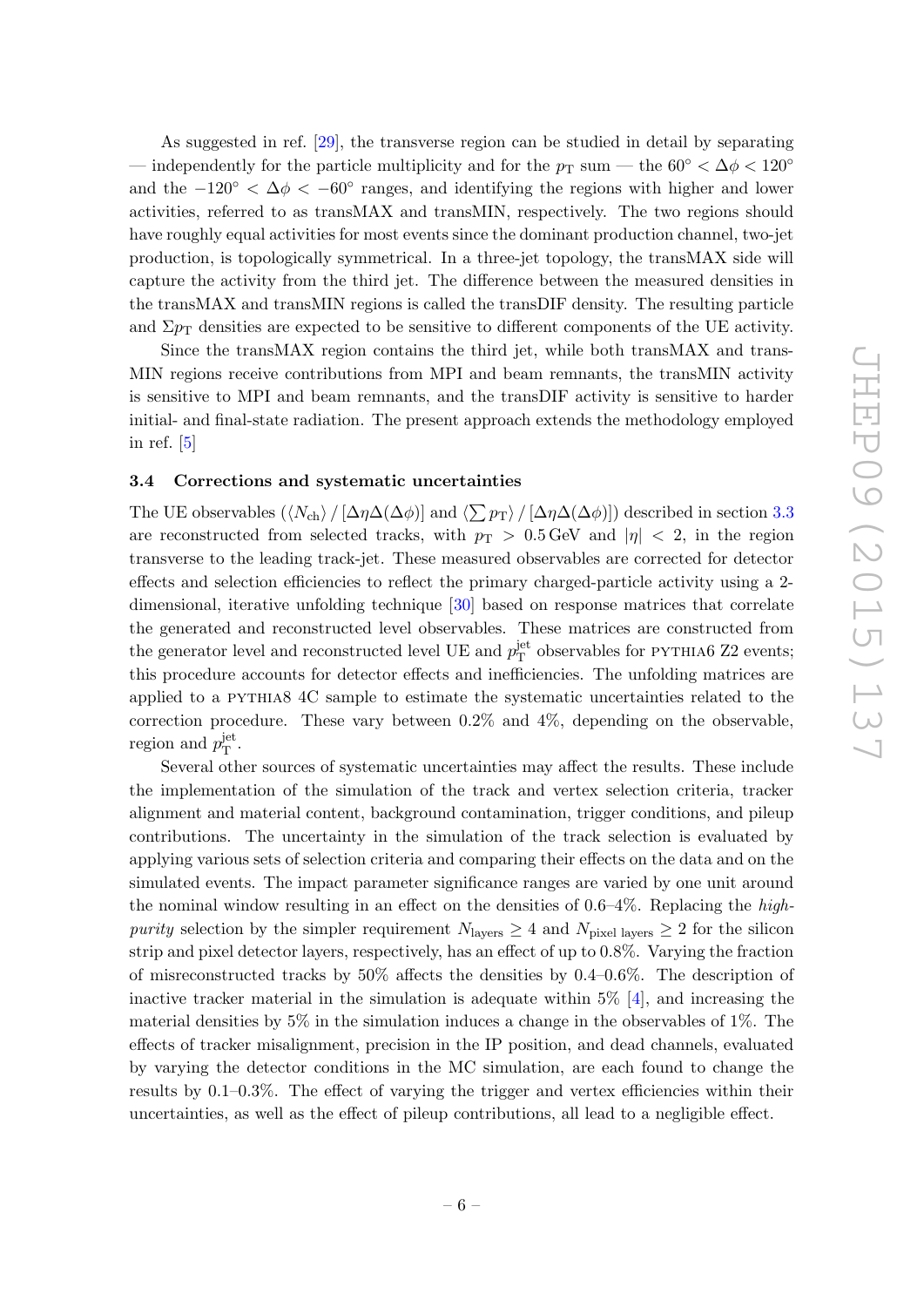As suggested in ref. [29], the transverse region can be studied in detail by separating — independently for the particle multiplicity and for the $p_{\mathrm{T}}$ sum — the $60^{\circ} < \Delta\phi < 120^{\circ}$ and the $-120^{\circ} < \Delta\phi < -60^{\circ}$ ranges, and identifying the regions with higher and lower activities, referred to as transMAX and transMIN, respectively. The two regions should have roughly equal activities for most events since the dominant production channel, two-jet production, is topologically symmetrical. In a three-jet topology, the transMAX side will capture the activity from the third jet. The difference between the measured densities in the transMAX and transMIN regions is called the transDIF density. The resulting particle and $\Sigma p_{\mathrm{T}}$ densities are expected to be sensitive to different components of the UE activity.

Since the transMAX region contains the third jet, while both transMAX and transMIN regions receive contributions from MPI and beam remnants, the transMIN activity is sensitive to MPI and beam remnants, and the transDIF activity is sensitive to harder initial- and final-state radiation. The present approach extends the methodology employed in ref. [5]

### 3.4 Corrections and systematic uncertainties

The UE observables ($\langle N_{\mathrm{ch}}\rangle / [\Delta\eta\Delta(\Delta\phi)]$ and $\langle \sum p_{\mathrm{T}}\rangle / [\Delta\eta\Delta(\Delta\phi)]$) described in section 3.3 are reconstructed from selected tracks, with $p_{\mathrm{T}} > 0.5\,\mathrm{GeV}$ and $|\eta| < 2$, in the region transverse to the leading track-jet. These measured observables are corrected for detector effects and selection efficiencies to reflect the primary charged-particle activity using a 2-dimensional, iterative unfolding technique [30] based on response matrices that correlate the generated and reconstructed level observables. These matrices are constructed from the generator level and reconstructed level UE and $p_{\mathrm{T}}^{\mathrm{jet}}$ observables for PYTHIA6 Z2 events; this procedure accounts for detector effects and inefficiencies. The unfolding matrices are applied to a PYTHIA8 4C sample to estimate the systematic uncertainties related to the correction procedure. These vary between 0.2% and 4%, depending on the observable, region and $p_{\mathrm{T}}^{\mathrm{jet}}$.

Several other sources of systematic uncertainties may affect the results. These include the implementation of the simulation of the track and vertex selection criteria, tracker alignment and material content, background contamination, trigger conditions, and pileup contributions. The uncertainty in the simulation of the track selection is evaluated by applying various sets of selection criteria and comparing their effects on the data and on the simulated events. The impact parameter significance ranges are varied by one unit around the nominal window resulting in an effect on the densities of 0.6–4%. Replacing the *high-purity* selection by the simpler requirement $N_{\mathrm{layers}} \geq 4$ and $N_{\mathrm{pixel\ layers}} \geq 2$ for the silicon strip and pixel detector layers, respectively, has an effect of up to 0.8%. Varying the fraction of misreconstructed tracks by 50% affects the densities by 0.4–0.6%. The description of inactive tracker material in the simulation is adequate within 5% [4], and increasing the material densities by 5% in the simulation induces a change in the observables of 1%. The effects of tracker misalignment, precision in the IP position, and dead channels, evaluated by varying the detector conditions in the MC simulation, are each found to change the results by 0.1–0.3%. The effect of varying the trigger and vertex efficiencies within their uncertainties, as well as the effect of pileup contributions, all lead to a negligible effect.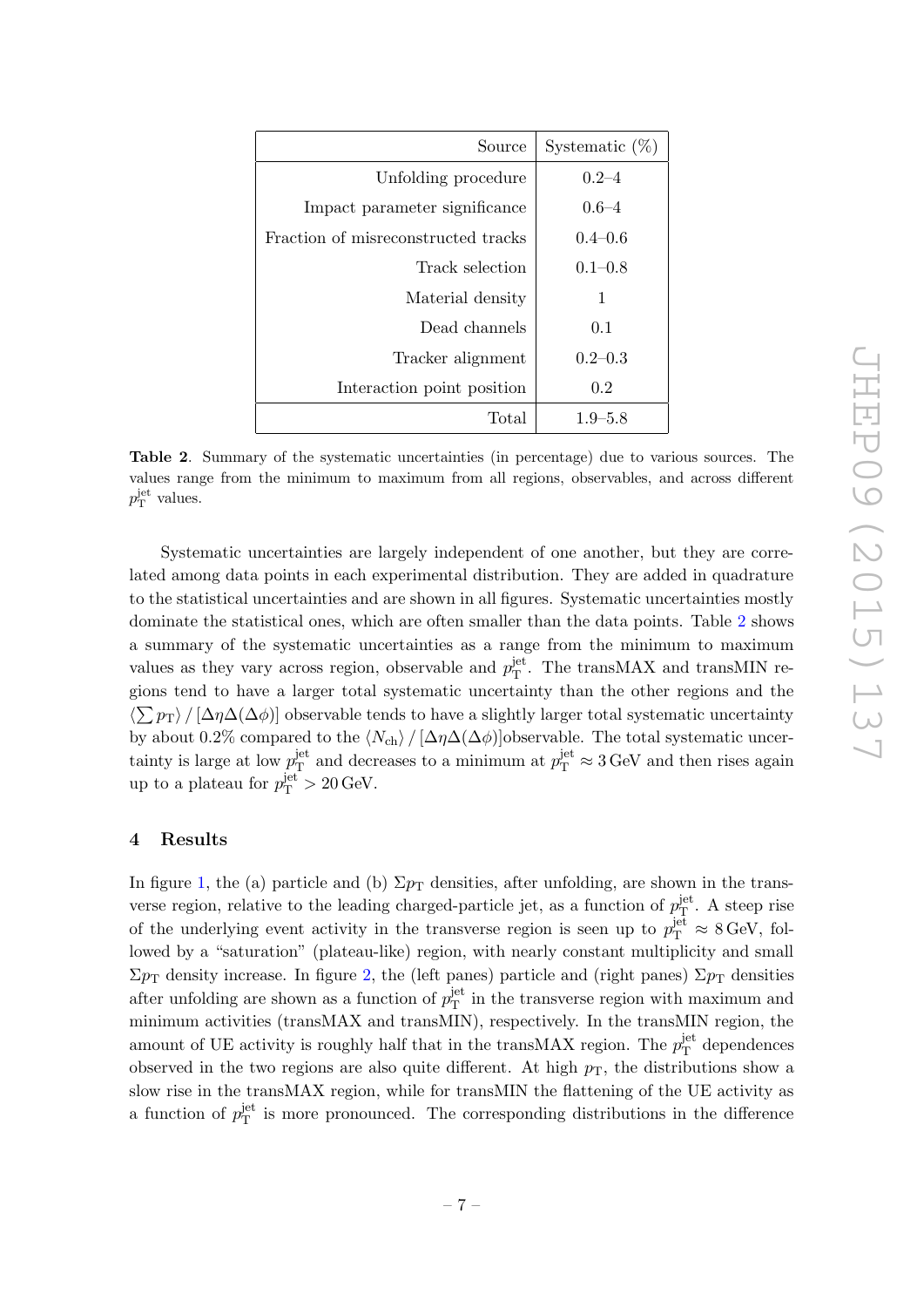| Source | Systematic (%) |
|---|---|
| Unfolding procedure | 0.2–4 |
| Impact parameter significance | 0.6–4 |
| Fraction of misreconstructed tracks | 0.4–0.6 |
| Track selection | 0.1–0.8 |
| Material density | 1 |
| Dead channels | 0.1 |
| Tracker alignment | 0.2–0.3 |
| Interaction point position | 0.2 |
| Total | 1.9–5.8 |

**Table 2**. Summary of the systematic uncertainties (in percentage) due to various sources. The values range from the minimum to maximum from all regions, observables, and across different $p_{\mathrm{T}}^{\mathrm{jet}}$ values.

Systematic uncertainties are largely independent of one another, but they are correlated among data points in each experimental distribution. They are added in quadrature to the statistical uncertainties and are shown in all figures. Systematic uncertainties mostly dominate the statistical ones, which are often smaller than the data points. Table 2 shows a summary of the systematic uncertainties as a range from the minimum to maximum values as they vary across region, observable and $p_{\mathrm{T}}^{\mathrm{jet}}$. The transMAX and transMIN regions tend to have a larger total systematic uncertainty than the other regions and the $\langle\sum p_{\mathrm{T}}\rangle / [\Delta\eta\Delta(\Delta\phi)]$ observable tends to have a slightly larger total systematic uncertainty by about 0.2% compared to the $\langle N_{\mathrm{ch}}\rangle / [\Delta\eta\Delta(\Delta\phi)]$observable. The total systematic uncertainty is large at low $p_{\mathrm{T}}^{\mathrm{jet}}$ and decreases to a minimum at $p_{\mathrm{T}}^{\mathrm{jet}} \approx 3\,\mathrm{GeV}$ and then rises again up to a plateau for $p_{\mathrm{T}}^{\mathrm{jet}} > 20\,\mathrm{GeV}$.

## 4 Results

In figure 1, the (a) particle and (b) $\Sigma p_{\mathrm{T}}$ densities, after unfolding, are shown in the transverse region, relative to the leading charged-particle jet, as a function of $p_{\mathrm{T}}^{\mathrm{jet}}$. A steep rise of the underlying event activity in the transverse region is seen up to $p_{\mathrm{T}}^{\mathrm{jet}} \approx 8\,\mathrm{GeV}$, followed by a "saturation" (plateau-like) region, with nearly constant multiplicity and small $\Sigma p_{\mathrm{T}}$ density increase. In figure 2, the (left panes) particle and (right panes) $\Sigma p_{\mathrm{T}}$ densities after unfolding are shown as a function of $p_{\mathrm{T}}^{\mathrm{jet}}$ in the transverse region with maximum and minimum activities (transMAX and transMIN), respectively. In the transMIN region, the amount of UE activity is roughly half that in the transMAX region. The $p_{\mathrm{T}}^{\mathrm{jet}}$ dependences observed in the two regions are also quite different. At high $p_{\mathrm{T}}$, the distributions show a slow rise in the transMAX region, while for transMIN the flattening of the UE activity as a function of $p_{\mathrm{T}}^{\mathrm{jet}}$ is more pronounced. The corresponding distributions in the difference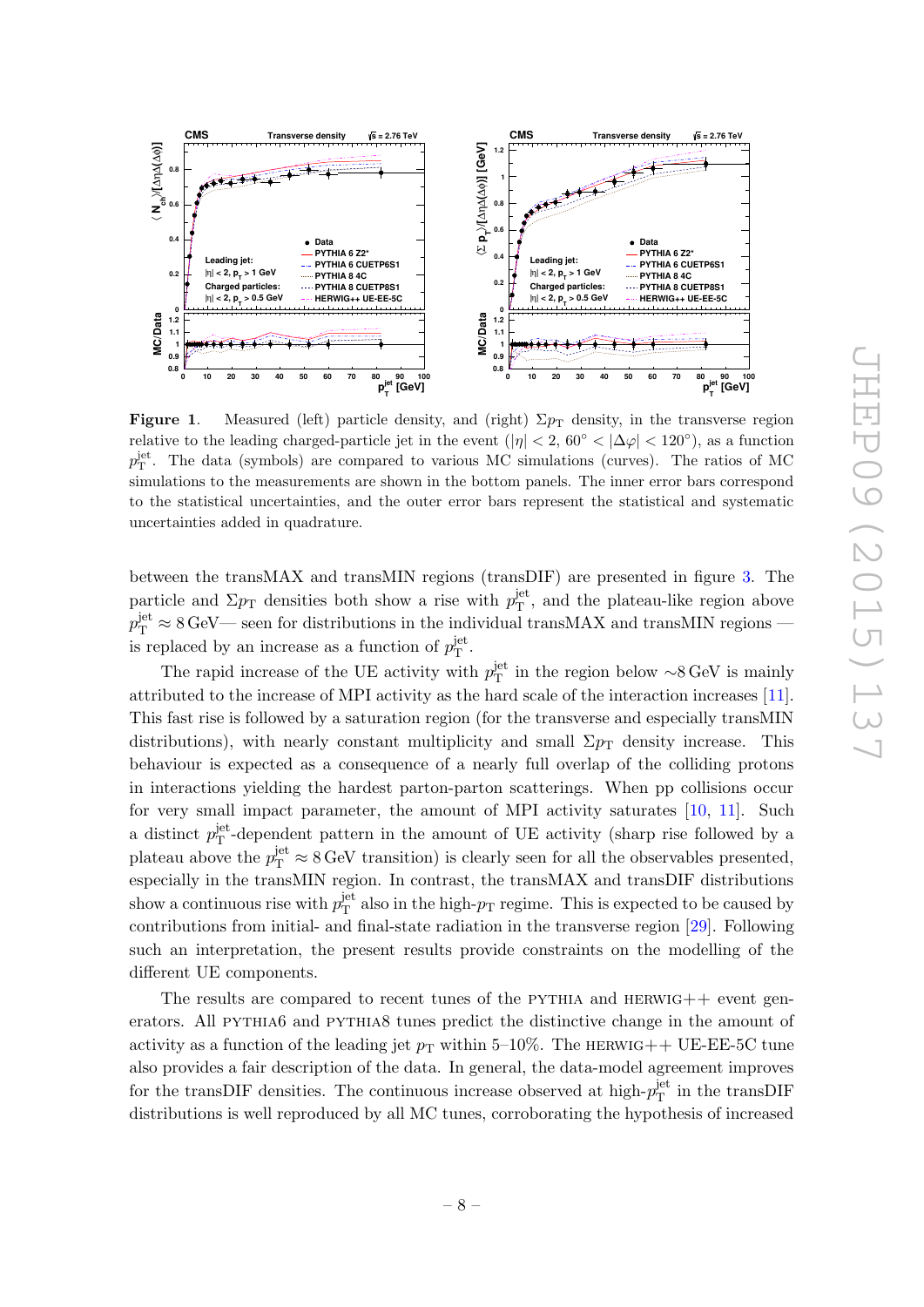**Figure 1**. Measured (left) particle density, and (right) $\Sigma p_T$ density, in the transverse region relative to the leading charged-particle jet in the event ($|\eta| < 2$, $60^\circ < |\Delta\varphi| < 120^\circ$), as a function $p_T^{\text{jet}}$. The data (symbols) are compared to various MC simulations (curves). The ratios of MC simulations to the measurements are shown in the bottom panels. The inner error bars correspond to the statistical uncertainties, and the outer error bars represent the statistical and systematic uncertainties added in quadrature.

between the transMAX and transMIN regions (transDIF) are presented in figure 3. The particle and $\Sigma p_T$ densities both show a rise with $p_T^{\text{jet}}$, and the plateau-like region above $p_T^{\text{jet}} \approx 8\,\text{GeV}$— seen for distributions in the individual transMAX and transMIN regions — is replaced by an increase as a function of $p_T^{\text{jet}}$.

The rapid increase of the UE activity with $p_T^{\text{jet}}$ in the region below $\sim$8 GeV is mainly attributed to the increase of MPI activity as the hard scale of the interaction increases [11]. This fast rise is followed by a saturation region (for the transverse and especially transMIN distributions), with nearly constant multiplicity and small $\Sigma p_T$ density increase. This behaviour is expected as a consequence of a nearly full overlap of the colliding protons in interactions yielding the hardest parton-parton scatterings. When pp collisions occur for very small impact parameter, the amount of MPI activity saturates [10, 11]. Such a distinct $p_T^{\text{jet}}$-dependent pattern in the amount of UE activity (sharp rise followed by a plateau above the $p_T^{\text{jet}} \approx 8\,\text{GeV}$ transition) is clearly seen for all the observables presented, especially in the transMIN region. In contrast, the transMAX and transDIF distributions show a continuous rise with $p_T^{\text{jet}}$ also in the high-$p_T$ regime. This is expected to be caused by contributions from initial- and final-state radiation in the transverse region [29]. Following such an interpretation, the present results provide constraints on the modelling of the different UE components.

The results are compared to recent tunes of the PYTHIA and HERWIG++ event generators. All PYTHIA6 and PYTHIA8 tunes predict the distinctive change in the amount of activity as a function of the leading jet $p_T$ within 5–10%. The HERWIG++ UE-EE-5C tune also provides a fair description of the data. In general, the data-model agreement improves for the transDIF densities. The continuous increase observed at high-$p_T^{\text{jet}}$ in the transDIF distributions is well reproduced by all MC tunes, corroborating the hypothesis of increased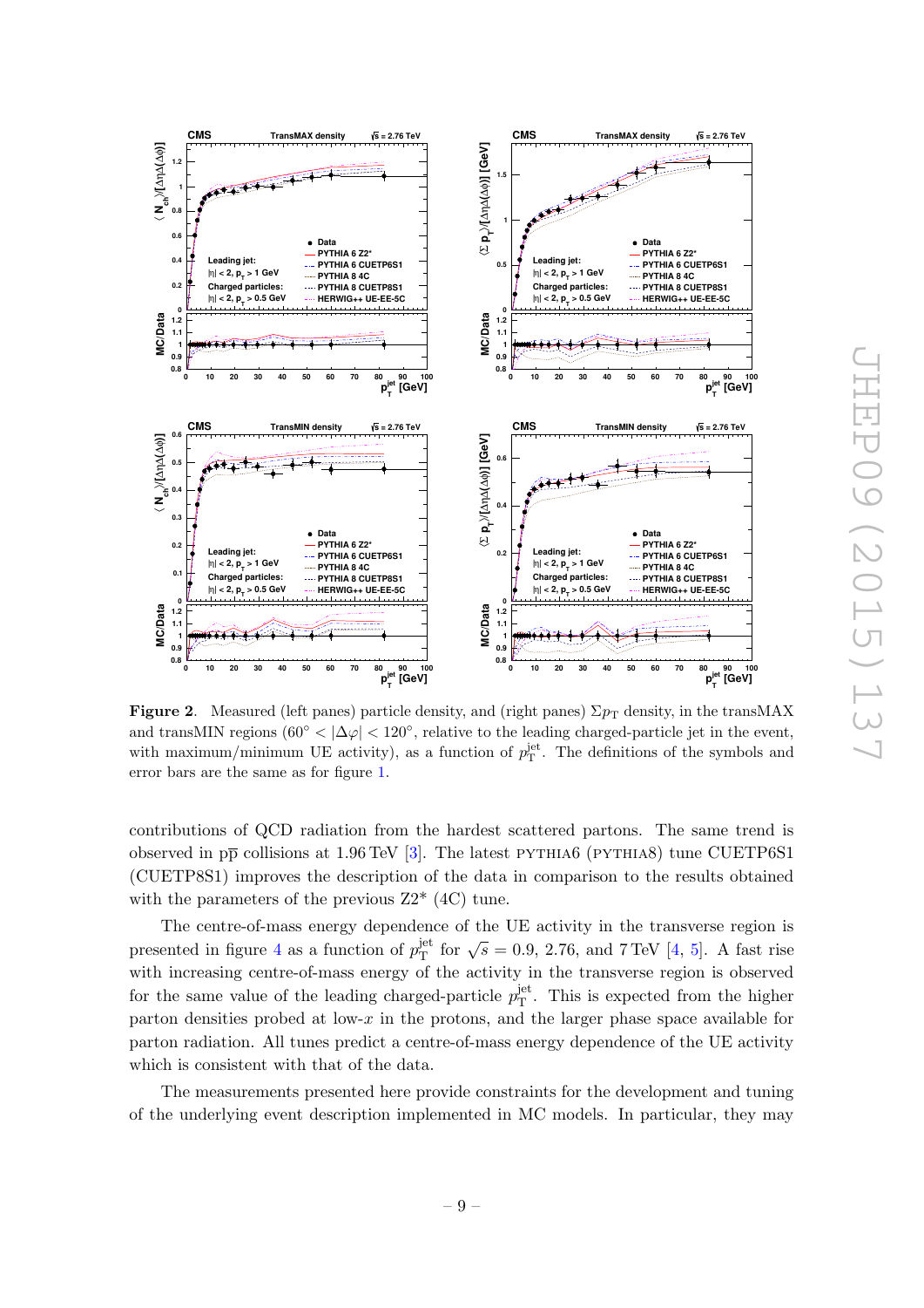**Figure 2**. Measured (left panes) particle density, and (right panes) $\Sigma p_{\mathrm{T}}$ density, in the transMAX and transMIN regions ($60^\circ < |\Delta\varphi| < 120^\circ$, relative to the leading charged-particle jet in the event, with maximum/minimum UE activity), as a function of $p_{\mathrm{T}}^{\mathrm{jet}}$. The definitions of the symbols and error bars are the same as for figure 1.

contributions of QCD radiation from the hardest scattered partons. The same trend is observed in $\mathrm{p\overline{p}}$ collisions at 1.96 TeV [3]. The latest PYTHIA6 (PYTHIA8) tune CUETP6S1 (CUETP8S1) improves the description of the data in comparison to the results obtained with the parameters of the previous Z2* (4C) tune.

The centre-of-mass energy dependence of the UE activity in the transverse region is presented in figure 4 as a function of $p_{\mathrm{T}}^{\mathrm{jet}}$ for $\sqrt{s} = 0.9$, 2.76, and 7 TeV [4, 5]. A fast rise with increasing centre-of-mass energy of the activity in the transverse region is observed for the same value of the leading charged-particle $p_{\mathrm{T}}^{\mathrm{jet}}$. This is expected from the higher parton densities probed at low-$x$ in the protons, and the larger phase space available for parton radiation. All tunes predict a centre-of-mass energy dependence of the UE activity which is consistent with that of the data.

The measurements presented here provide constraints for the development and tuning of the underlying event description implemented in MC models. In particular, they may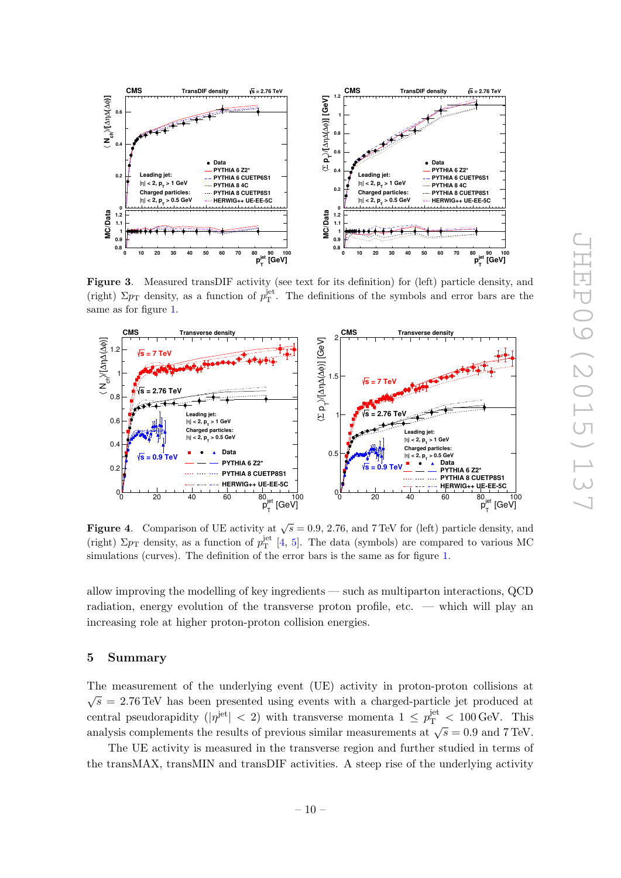**Figure 3**. Measured transDIF activity (see text for its definition) for (left) particle density, and (right) $\Sigma p_{\rm T}$ density, as a function of $p_{\rm T}^{\rm jet}$. The definitions of the symbols and error bars are the same as for figure 1.

**Figure 4**. Comparison of UE activity at $\sqrt{s} = 0.9$, 2.76, and 7 TeV for (left) particle density, and (right) $\Sigma p_{\rm T}$ density, as a function of $p_{\rm T}^{\rm jet}$ [4, 5]. The data (symbols) are compared to various MC simulations (curves). The definition of the error bars is the same as for figure 1.

allow improving the modelling of key ingredients — such as multiparton interactions, QCD radiation, energy evolution of the transverse proton profile, etc. — which will play an increasing role at higher proton-proton collision energies.

## 5 Summary

The measurement of the underlying event (UE) activity in proton-proton collisions at $\sqrt{s} = 2.76$ TeV has been presented using events with a charged-particle jet produced at central pseudorapidity ($|\eta^{\rm jet}| < 2$) with transverse momenta $1 \leq p_{\rm T}^{\rm jet} < 100$ GeV. This analysis complements the results of previous similar measurements at $\sqrt{s} = 0.9$ and 7 TeV.

The UE activity is measured in the transverse region and further studied in terms of the transMAX, transMIN and transDIF activities. A steep rise of the underlying activity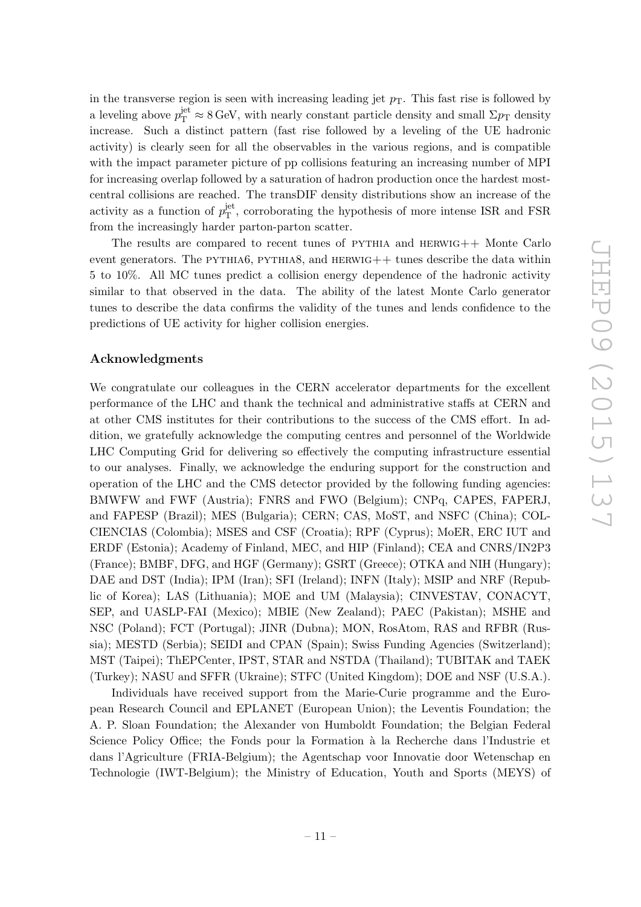in the transverse region is seen with increasing leading jet $p_{\mathrm{T}}$. This fast rise is followed by a leveling above $p_{\mathrm{T}}^{\mathrm{jet}} \approx 8\,\mathrm{GeV}$, with nearly constant particle density and small $\Sigma p_{\mathrm{T}}$ density increase. Such a distinct pattern (fast rise followed by a leveling of the UE hadronic activity) is clearly seen for all the observables in the various regions, and is compatible with the impact parameter picture of pp collisions featuring an increasing number of MPI for increasing overlap followed by a saturation of hadron production once the hardest most-central collisions are reached. The transDIF density distributions show an increase of the activity as a function of $p_{\mathrm{T}}^{\mathrm{jet}}$, corroborating the hypothesis of more intense ISR and FSR from the increasingly harder parton-parton scatter.

The results are compared to recent tunes of PYTHIA and HERWIG++ Monte Carlo event generators. The PYTHIA6, PYTHIA8, and HERWIG++ tunes describe the data within 5 to 10%. All MC tunes predict a collision energy dependence of the hadronic activity similar to that observed in the data. The ability of the latest Monte Carlo generator tunes to describe the data confirms the validity of the tunes and lends confidence to the predictions of UE activity for higher collision energies.

## Acknowledgments

We congratulate our colleagues in the CERN accelerator departments for the excellent performance of the LHC and thank the technical and administrative staffs at CERN and at other CMS institutes for their contributions to the success of the CMS effort. In addition, we gratefully acknowledge the computing centres and personnel of the Worldwide LHC Computing Grid for delivering so effectively the computing infrastructure essential to our analyses. Finally, we acknowledge the enduring support for the construction and operation of the LHC and the CMS detector provided by the following funding agencies: BMWFW and FWF (Austria); FNRS and FWO (Belgium); CNPq, CAPES, FAPERJ, and FAPESP (Brazil); MES (Bulgaria); CERN; CAS, MoST, and NSFC (China); COLCIENCIAS (Colombia); MSES and CSF (Croatia); RPF (Cyprus); MoER, ERC IUT and ERDF (Estonia); Academy of Finland, MEC, and HIP (Finland); CEA and CNRS/IN2P3 (France); BMBF, DFG, and HGF (Germany); GSRT (Greece); OTKA and NIH (Hungary); DAE and DST (India); IPM (Iran); SFI (Ireland); INFN (Italy); MSIP and NRF (Republic of Korea); LAS (Lithuania); MOE and UM (Malaysia); CINVESTAV, CONACYT, SEP, and UASLP-FAI (Mexico); MBIE (New Zealand); PAEC (Pakistan); MSHE and NSC (Poland); FCT (Portugal); JINR (Dubna); MON, RosAtom, RAS and RFBR (Russia); MESTD (Serbia); SEIDI and CPAN (Spain); Swiss Funding Agencies (Switzerland); MST (Taipei); ThEPCenter, IPST, STAR and NSTDA (Thailand); TUBITAK and TAEK (Turkey); NASU and SFFR (Ukraine); STFC (United Kingdom); DOE and NSF (U.S.A.).

Individuals have received support from the Marie-Curie programme and the European Research Council and EPLANET (European Union); the Leventis Foundation; the A. P. Sloan Foundation; the Alexander von Humboldt Foundation; the Belgian Federal Science Policy Office; the Fonds pour la Formation à la Recherche dans l'Industrie et dans l'Agriculture (FRIA-Belgium); the Agentschap voor Innovatie door Wetenschap en Technologie (IWT-Belgium); the Ministry of Education, Youth and Sports (MEYS) of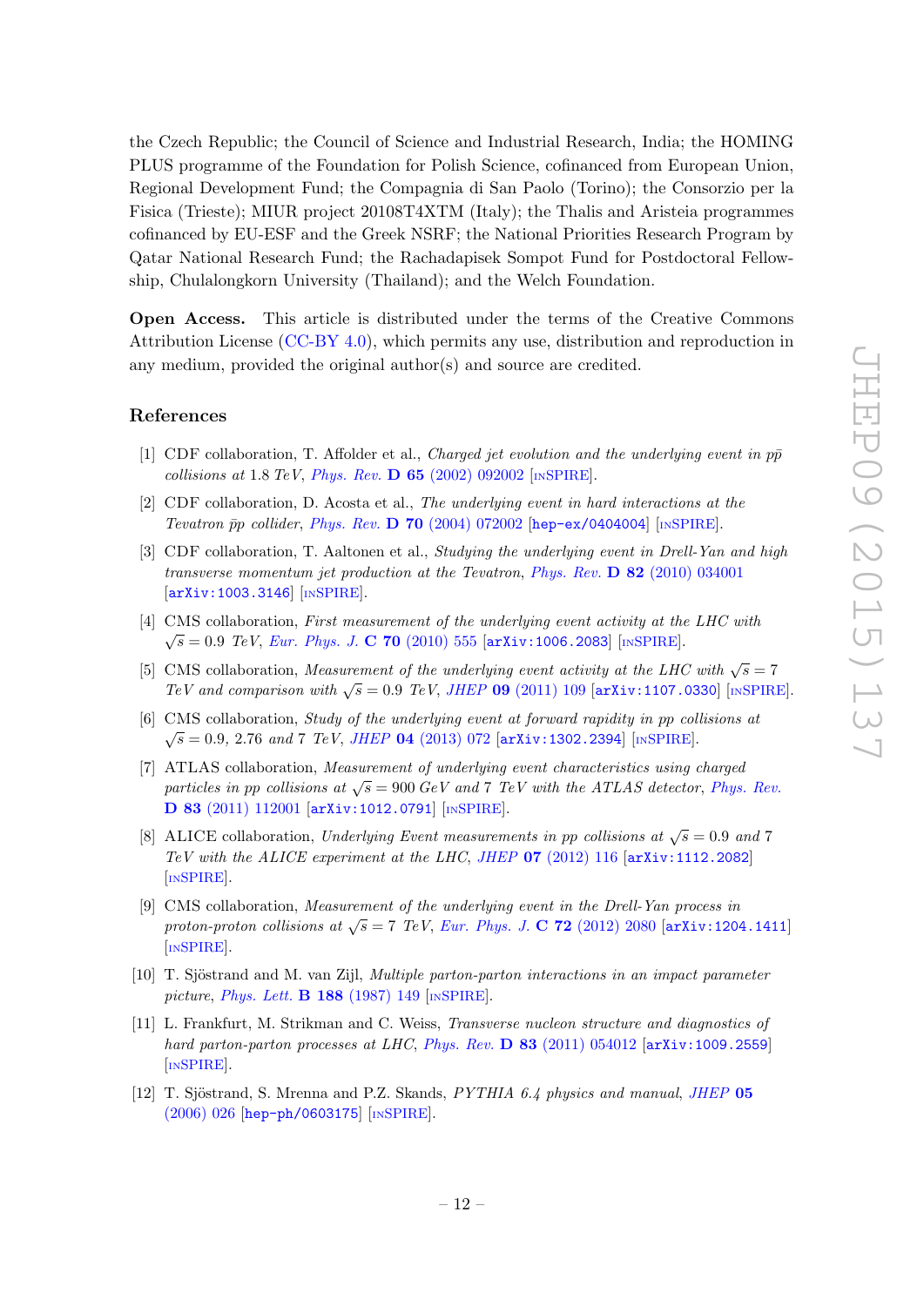the Czech Republic; the Council of Science and Industrial Research, India; the HOMING PLUS programme of the Foundation for Polish Science, cofinanced from European Union, Regional Development Fund; the Compagnia di San Paolo (Torino); the Consorzio per la Fisica (Trieste); MIUR project 20108T4XTM (Italy); the Thalis and Aristeia programmes cofinanced by EU-ESF and the Greek NSRF; the National Priorities Research Program by Qatar National Research Fund; the Rachadapisek Sompot Fund for Postdoctoral Fellowship, Chulalongkorn University (Thailand); and the Welch Foundation.

**Open Access.** This article is distributed under the terms of the Creative Commons Attribution License (CC-BY 4.0), which permits any use, distribution and reproduction in any medium, provided the original author(s) and source are credited.

## References

[1] CDF collaboration, T. Affolder et al., *Charged jet evolution and the underlying event in $p\bar{p}$ collisions at* 1.8 *TeV*, *Phys. Rev.* **D 65** (2002) 092002 [INSPIRE].

[2] CDF collaboration, D. Acosta et al., *The underlying event in hard interactions at the Tevatron $\bar{p}p$ collider*, *Phys. Rev.* **D 70** (2004) 072002 [hep-ex/0404004] [INSPIRE].

[3] CDF collaboration, T. Aaltonen et al., *Studying the underlying event in Drell-Yan and high transverse momentum jet production at the Tevatron*, *Phys. Rev.* **D 82** (2010) 034001 [arXiv:1003.3146] [INSPIRE].

[4] CMS collaboration, *First measurement of the underlying event activity at the LHC with* $\sqrt{s} = 0.9$ *TeV*, *Eur. Phys. J.* **C 70** (2010) 555 [arXiv:1006.2083] [INSPIRE].

[5] CMS collaboration, *Measurement of the underlying event activity at the LHC with* $\sqrt{s} = 7$ *TeV and comparison with* $\sqrt{s} = 0.9$ *TeV*, *JHEP* **09** (2011) 109 [arXiv:1107.0330] [INSPIRE].

[6] CMS collaboration, *Study of the underlying event at forward rapidity in pp collisions at* $\sqrt{s} = 0.9$, 2.76 *and* 7 *TeV*, *JHEP* **04** (2013) 072 [arXiv:1302.2394] [INSPIRE].

[7] ATLAS collaboration, *Measurement of underlying event characteristics using charged particles in pp collisions at* $\sqrt{s} = 900$ *GeV and* 7 *TeV with the ATLAS detector*, *Phys. Rev.* **D 83** (2011) 112001 [arXiv:1012.0791] [INSPIRE].

[8] ALICE collaboration, *Underlying Event measurements in pp collisions at* $\sqrt{s} = 0.9$ *and* 7 *TeV with the ALICE experiment at the LHC*, *JHEP* **07** (2012) 116 [arXiv:1112.2082] [INSPIRE].

[9] CMS collaboration, *Measurement of the underlying event in the Drell-Yan process in proton-proton collisions at* $\sqrt{s} = 7$ *TeV*, *Eur. Phys. J.* **C 72** (2012) 2080 [arXiv:1204.1411] [INSPIRE].

[10] T. Sjöstrand and M. van Zijl, *Multiple parton-parton interactions in an impact parameter picture*, *Phys. Lett.* **B 188** (1987) 149 [INSPIRE].

[11] L. Frankfurt, M. Strikman and C. Weiss, *Transverse nucleon structure and diagnostics of hard parton-parton processes at LHC*, *Phys. Rev.* **D 83** (2011) 054012 [arXiv:1009.2559] [INSPIRE].

[12] T. Sjöstrand, S. Mrenna and P.Z. Skands, *PYTHIA 6.4 physics and manual*, *JHEP* **05** (2006) 026 [hep-ph/0603175] [INSPIRE].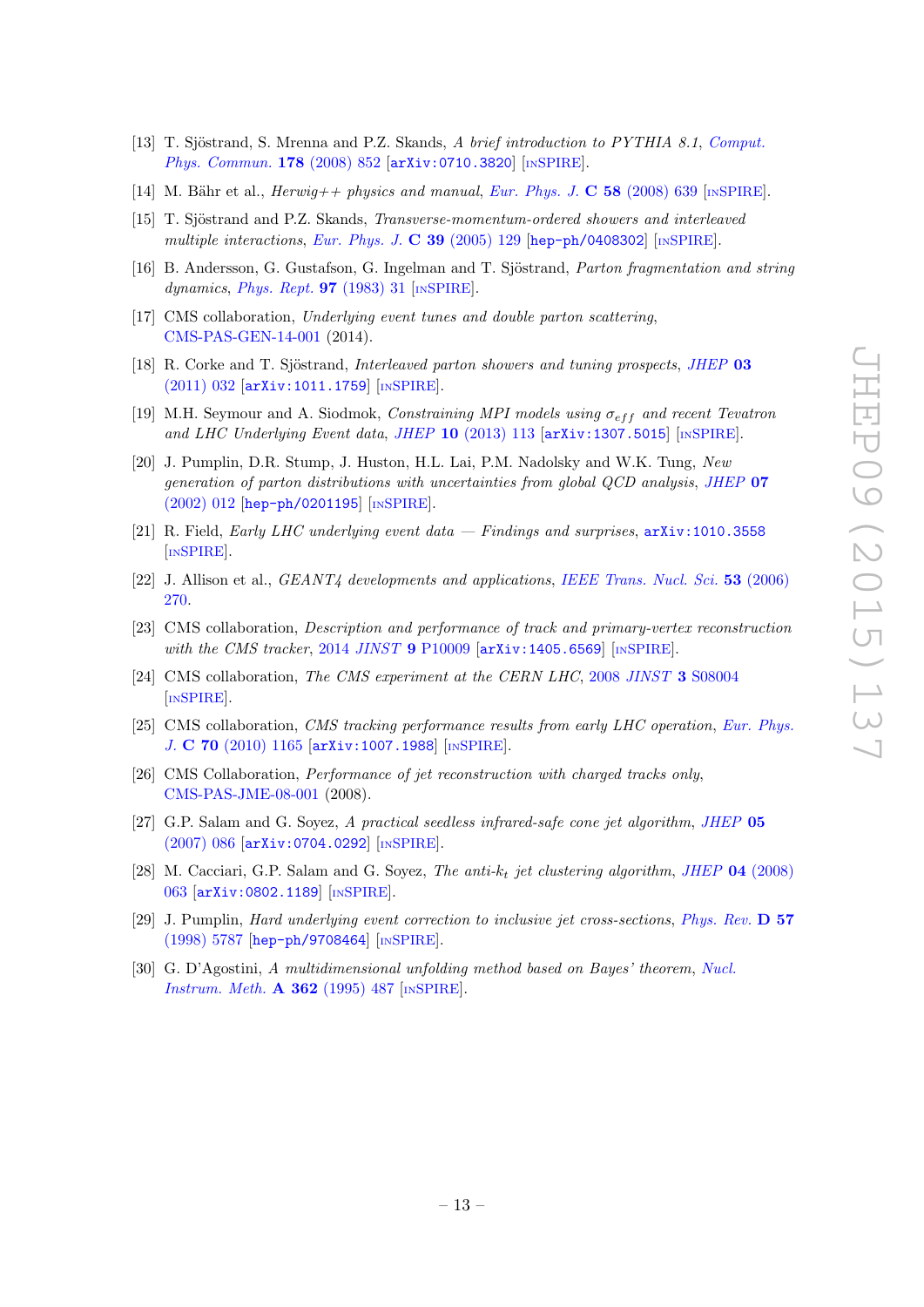[13] T. Sjöstrand, S. Mrenna and P.Z. Skands, *A brief introduction to PYTHIA 8.1*, Comput. Phys. Commun. **178** (2008) 852 [arXiv:0710.3820] [INSPIRE].

[14] M. Bähr et al., *Herwig++ physics and manual*, Eur. Phys. J. **C 58** (2008) 639 [INSPIRE].

[15] T. Sjöstrand and P.Z. Skands, *Transverse-momentum-ordered showers and interleaved multiple interactions*, Eur. Phys. J. **C 39** (2005) 129 [hep-ph/0408302] [INSPIRE].

[16] B. Andersson, G. Gustafson, G. Ingelman and T. Sjöstrand, *Parton fragmentation and string dynamics*, Phys. Rept. **97** (1983) 31 [INSPIRE].

[17] CMS collaboration, *Underlying event tunes and double parton scattering*, CMS-PAS-GEN-14-001 (2014).

[18] R. Corke and T. Sjöstrand, *Interleaved parton showers and tuning prospects*, JHEP **03** (2011) 032 [arXiv:1011.1759] [INSPIRE].

[19] M.H. Seymour and A. Siodmok, *Constraining MPI models using $\sigma_{eff}$ and recent Tevatron and LHC Underlying Event data*, JHEP **10** (2013) 113 [arXiv:1307.5015] [INSPIRE].

[20] J. Pumplin, D.R. Stump, J. Huston, H.L. Lai, P.M. Nadolsky and W.K. Tung, *New generation of parton distributions with uncertainties from global QCD analysis*, JHEP **07** (2002) 012 [hep-ph/0201195] [INSPIRE].

[21] R. Field, *Early LHC underlying event data — Findings and surprises*, arXiv:1010.3558 [INSPIRE].

[22] J. Allison et al., *GEANT4 developments and applications*, IEEE Trans. Nucl. Sci. **53** (2006) 270.

[23] CMS collaboration, *Description and performance of track and primary-vertex reconstruction with the CMS tracker*, 2014 JINST **9** P10009 [arXiv:1405.6569] [INSPIRE].

[24] CMS collaboration, *The CMS experiment at the CERN LHC*, 2008 JINST **3** S08004 [INSPIRE].

[25] CMS collaboration, *CMS tracking performance results from early LHC operation*, Eur. Phys. J. **C 70** (2010) 1165 [arXiv:1007.1988] [INSPIRE].

[26] CMS Collaboration, *Performance of jet reconstruction with charged tracks only*, CMS-PAS-JME-08-001 (2008).

[27] G.P. Salam and G. Soyez, *A practical seedless infrared-safe cone jet algorithm*, JHEP **05** (2007) 086 [arXiv:0704.0292] [INSPIRE].

[28] M. Cacciari, G.P. Salam and G. Soyez, *The anti-$k_t$ jet clustering algorithm*, JHEP **04** (2008) 063 [arXiv:0802.1189] [INSPIRE].

[29] J. Pumplin, *Hard underlying event correction to inclusive jet cross-sections*, Phys. Rev. **D 57** (1998) 5787 [hep-ph/9708464] [INSPIRE].

[30] G. D'Agostini, *A multidimensional unfolding method based on Bayes' theorem*, Nucl. Instrum. Meth. **A 362** (1995) 487 [INSPIRE].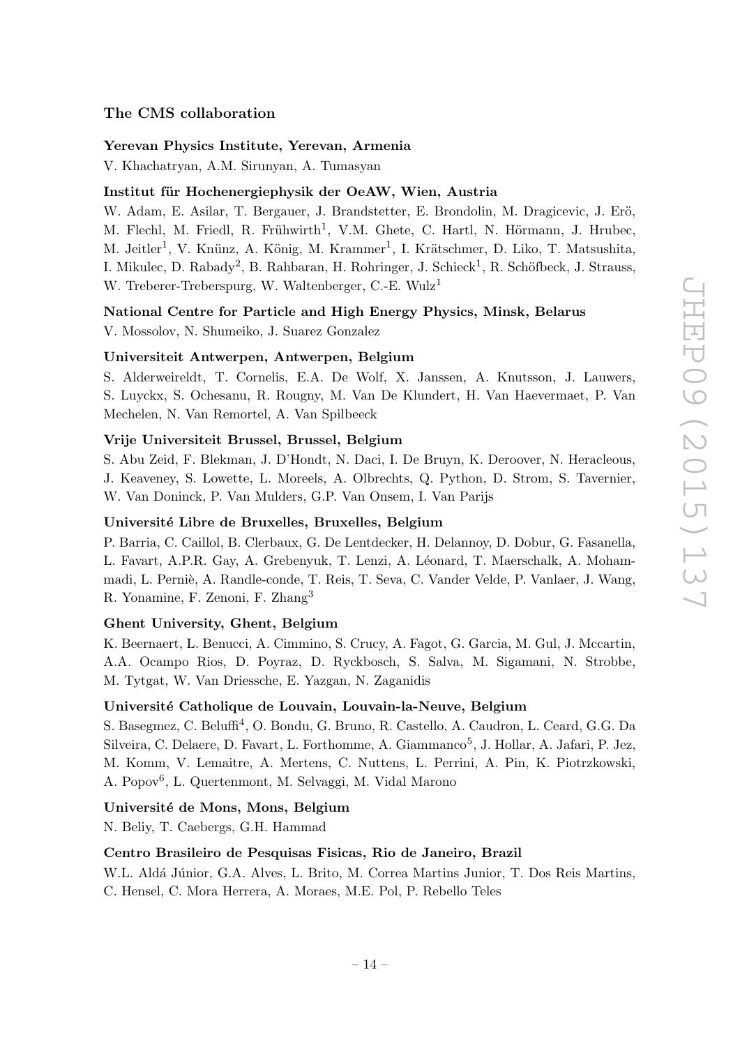## The CMS collaboration

### Yerevan Physics Institute, Yerevan, Armenia

V. Khachatryan, A.M. Sirunyan, A. Tumasyan

### Institut für Hochenergiephysik der OeAW, Wien, Austria

W. Adam, E. Asilar, T. Bergauer, J. Brandstetter, E. Brondolin, M. Dragicevic, J. Erö, M. Flechl, M. Friedl, R. Frühwirth[1], V.M. Ghete, C. Hartl, N. Hörmann, J. Hrubec, M. Jeitler[1], V. Knünz, A. König, M. Krammer[1], I. Krätschmer, D. Liko, T. Matsushita, I. Mikulec, D. Rabady[2], B. Rahbaran, H. Rohringer, J. Schieck[1], R. Schöfbeck, J. Strauss, W. Treberer-Treberspurg, W. Waltenberger, C.-E. Wulz[1]

### National Centre for Particle and High Energy Physics, Minsk, Belarus

V. Mossolov, N. Shumeiko, J. Suarez Gonzalez

### Universiteit Antwerpen, Antwerpen, Belgium

S. Alderweireldt, T. Cornelis, E.A. De Wolf, X. Janssen, A. Knutsson, J. Lauwers, S. Luyckx, S. Ochesanu, R. Rougny, M. Van De Klundert, H. Van Haevermaet, P. Van Mechelen, N. Van Remortel, A. Van Spilbeeck

### Vrije Universiteit Brussel, Brussel, Belgium

S. Abu Zeid, F. Blekman, J. D'Hondt, N. Daci, I. De Bruyn, K. Deroover, N. Heracleous, J. Keaveney, S. Lowette, L. Moreels, A. Olbrechts, Q. Python, D. Strom, S. Tavernier, W. Van Doninck, P. Van Mulders, G.P. Van Onsem, I. Van Parijs

### Université Libre de Bruxelles, Bruxelles, Belgium

P. Barria, C. Caillol, B. Clerbaux, G. De Lentdecker, H. Delannoy, D. Dobur, G. Fasanella, L. Favart, A.P.R. Gay, A. Grebenyuk, T. Lenzi, A. Léonard, T. Maerschalk, A. Mohammadi, L. Perniè, A. Randle-conde, T. Reis, T. Seva, C. Vander Velde, P. Vanlaer, J. Wang, R. Yonamine, F. Zenoni, F. Zhang[3]

### Ghent University, Ghent, Belgium

K. Beernaert, L. Benucci, A. Cimmino, S. Crucy, A. Fagot, G. Garcia, M. Gul, J. Mccartin, A.A. Ocampo Rios, D. Poyraz, D. Ryckbosch, S. Salva, M. Sigamani, N. Strobbe, M. Tytgat, W. Van Driessche, E. Yazgan, N. Zaganidis

### Université Catholique de Louvain, Louvain-la-Neuve, Belgium

S. Basegmez, C. Beluffi[4], O. Bondu, G. Bruno, R. Castello, A. Caudron, L. Ceard, G.G. Da Silveira, C. Delaere, D. Favart, L. Forthomme, A. Giammanco[5], J. Hollar, A. Jafari, P. Jez, M. Komm, V. Lemaitre, A. Mertens, C. Nuttens, L. Perrini, A. Pin, K. Piotrzkowski, A. Popov[6], L. Quertenmont, M. Selvaggi, M. Vidal Marono

### Université de Mons, Mons, Belgium

N. Beliy, T. Caebergs, G.H. Hammad

### Centro Brasileiro de Pesquisas Fisicas, Rio de Janeiro, Brazil

W.L. Aldá Júnior, G.A. Alves, L. Brito, M. Correa Martins Junior, T. Dos Reis Martins, C. Hensel, C. Mora Herrera, A. Moraes, M.E. Pol, P. Rebello Teles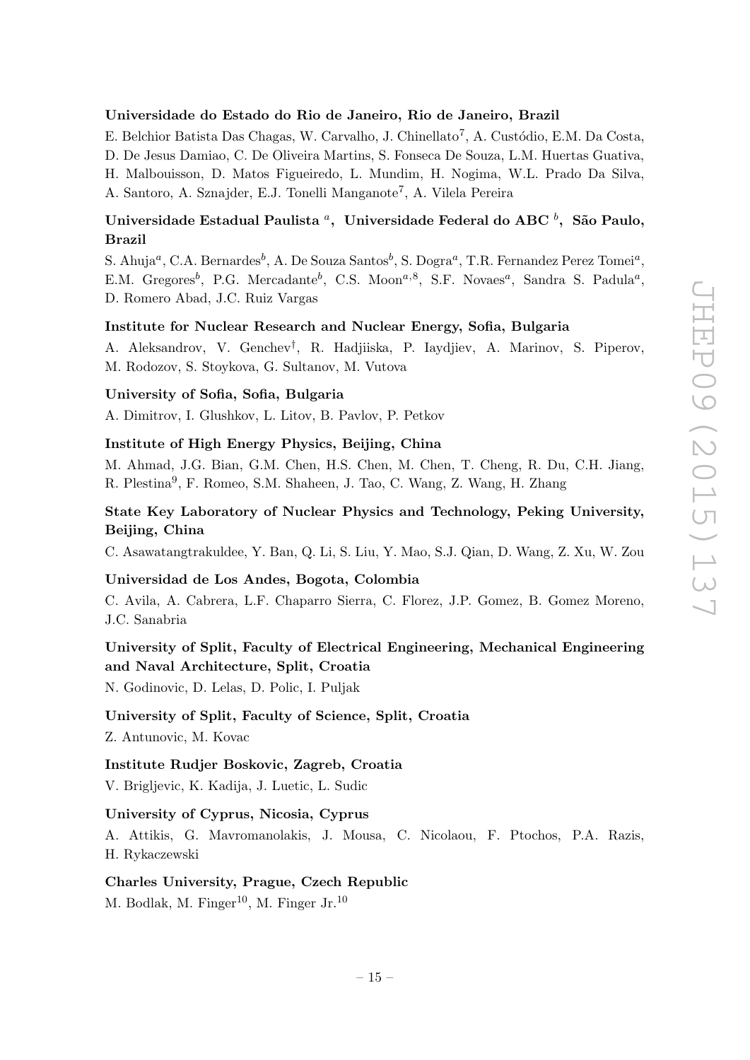**Universidade do Estado do Rio de Janeiro, Rio de Janeiro, Brazil**

E. Belchior Batista Das Chagas, W. Carvalho, J. Chinellato[7], A. Custódio, E.M. Da Costa, D. De Jesus Damiao, C. De Oliveira Martins, S. Fonseca De Souza, L.M. Huertas Guativa, H. Malbouisson, D. Matos Figueiredo, L. Mundim, H. Nogima, W.L. Prado Da Silva, A. Santoro, A. Sznajder, E.J. Tonelli Manganote[7], A. Vilela Pereira

**Universidade Estadual Paulista [a], Universidade Federal do ABC [b], São Paulo, Brazil**

S. Ahuja[a], C.A. Bernardes[b], A. De Souza Santos[b], S. Dogra[a], T.R. Fernandez Perez Tomei[a], E.M. Gregores[b], P.G. Mercadante[b], C.S. Moon[a,8], S.F. Novaes[a], Sandra S. Padula[a], D. Romero Abad, J.C. Ruiz Vargas

**Institute for Nuclear Research and Nuclear Energy, Sofia, Bulgaria**

A. Aleksandrov, V. Genchev[†], R. Hadjiiska, P. Iaydjiev, A. Marinov, S. Piperov, M. Rodozov, S. Stoykova, G. Sultanov, M. Vutova

**University of Sofia, Sofia, Bulgaria**

A. Dimitrov, I. Glushkov, L. Litov, B. Pavlov, P. Petkov

**Institute of High Energy Physics, Beijing, China**

M. Ahmad, J.G. Bian, G.M. Chen, H.S. Chen, M. Chen, T. Cheng, R. Du, C.H. Jiang, R. Plestina[9], F. Romeo, S.M. Shaheen, J. Tao, C. Wang, Z. Wang, H. Zhang

**State Key Laboratory of Nuclear Physics and Technology, Peking University, Beijing, China**

C. Asawatangtrakuldee, Y. Ban, Q. Li, S. Liu, Y. Mao, S.J. Qian, D. Wang, Z. Xu, W. Zou

**Universidad de Los Andes, Bogota, Colombia**

C. Avila, A. Cabrera, L.F. Chaparro Sierra, C. Florez, J.P. Gomez, B. Gomez Moreno, J.C. Sanabria

**University of Split, Faculty of Electrical Engineering, Mechanical Engineering and Naval Architecture, Split, Croatia**

N. Godinovic, D. Lelas, D. Polic, I. Puljak

**University of Split, Faculty of Science, Split, Croatia**

Z. Antunovic, M. Kovac

**Institute Rudjer Boskovic, Zagreb, Croatia**

V. Brigljevic, K. Kadija, J. Luetic, L. Sudic

**University of Cyprus, Nicosia, Cyprus**

A. Attikis, G. Mavromanolakis, J. Mousa, C. Nicolaou, F. Ptochos, P.A. Razis, H. Rykaczewski

**Charles University, Prague, Czech Republic**

M. Bodlak, M. Finger[10], M. Finger Jr.[10]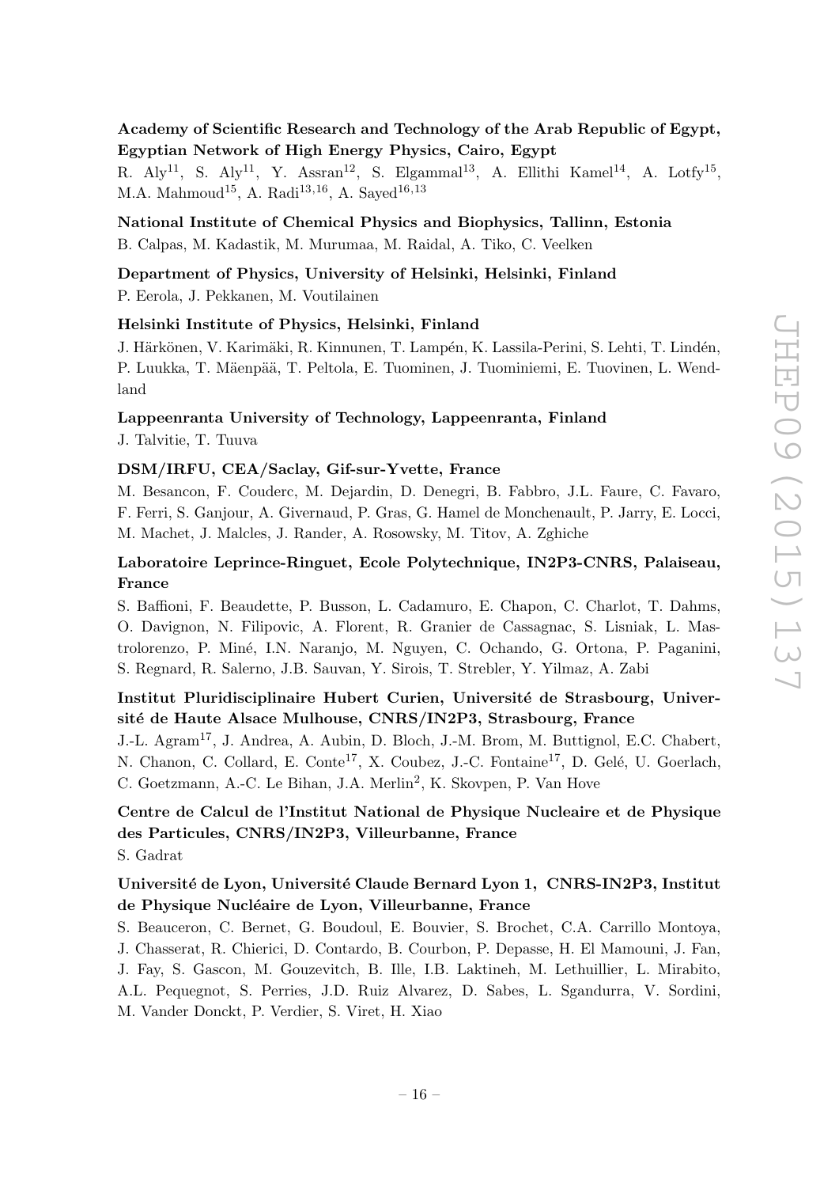**Academy of Scientific Research and Technology of the Arab Republic of Egypt, Egyptian Network of High Energy Physics, Cairo, Egypt**
R. Aly[11], S. Aly[11], Y. Assran[12], S. Elgammal[13], A. Ellithi Kamel[14], A. Lotfy[15], M.A. Mahmoud[15], A. Radi[13,16], A. Sayed[16,13]

**National Institute of Chemical Physics and Biophysics, Tallinn, Estonia**
B. Calpas, M. Kadastik, M. Murumaa, M. Raidal, A. Tiko, C. Veelken

**Department of Physics, University of Helsinki, Helsinki, Finland**
P. Eerola, J. Pekkanen, M. Voutilainen

**Helsinki Institute of Physics, Helsinki, Finland**
J. Härkönen, V. Karimäki, R. Kinnunen, T. Lampén, K. Lassila-Perini, S. Lehti, T. Lindén, P. Luukka, T. Mäenpää, T. Peltola, E. Tuominen, J. Tuominiemi, E. Tuovinen, L. Wendland

**Lappeenranta University of Technology, Lappeenranta, Finland**
J. Talvitie, T. Tuuva

**DSM/IRFU, CEA/Saclay, Gif-sur-Yvette, France**
M. Besancon, F. Couderc, M. Dejardin, D. Denegri, B. Fabbro, J.L. Faure, C. Favaro, F. Ferri, S. Ganjour, A. Givernaud, P. Gras, G. Hamel de Monchenault, P. Jarry, E. Locci, M. Machet, J. Malcles, J. Rander, A. Rosowsky, M. Titov, A. Zghiche

**Laboratoire Leprince-Ringuet, Ecole Polytechnique, IN2P3-CNRS, Palaiseau, France**
S. Baffioni, F. Beaudette, P. Busson, L. Cadamuro, E. Chapon, C. Charlot, T. Dahms, O. Davignon, N. Filipovic, A. Florent, R. Granier de Cassagnac, S. Lisniak, L. Mastrolorenzo, P. Miné, I.N. Naranjo, M. Nguyen, C. Ochando, G. Ortona, P. Paganini, S. Regnard, R. Salerno, J.B. Sauvan, Y. Sirois, T. Strebler, Y. Yilmaz, A. Zabi

**Institut Pluridisciplinaire Hubert Curien, Université de Strasbourg, Université de Haute Alsace Mulhouse, CNRS/IN2P3, Strasbourg, France**
J.-L. Agram[17], J. Andrea, A. Aubin, D. Bloch, J.-M. Brom, M. Buttignol, E.C. Chabert, N. Chanon, C. Collard, E. Conte[17], X. Coubez, J.-C. Fontaine[17], D. Gelé, U. Goerlach, C. Goetzmann, A.-C. Le Bihan, J.A. Merlin[2], K. Skovpen, P. Van Hove

**Centre de Calcul de l'Institut National de Physique Nucleaire et de Physique des Particules, CNRS/IN2P3, Villeurbanne, France**
S. Gadrat

**Université de Lyon, Université Claude Bernard Lyon 1, CNRS-IN2P3, Institut de Physique Nucléaire de Lyon, Villeurbanne, France**
S. Beauceron, C. Bernet, G. Boudoul, E. Bouvier, S. Brochet, C.A. Carrillo Montoya, J. Chasserat, R. Chierici, D. Contardo, B. Courbon, P. Depasse, H. El Mamouni, J. Fan, J. Fay, S. Gascon, M. Gouzevitch, B. Ille, I.B. Laktineh, M. Lethuillier, L. Mirabito, A.L. Pequegnot, S. Perries, J.D. Ruiz Alvarez, D. Sabes, L. Sgandurra, V. Sordini, M. Vander Donckt, P. Verdier, S. Viret, H. Xiao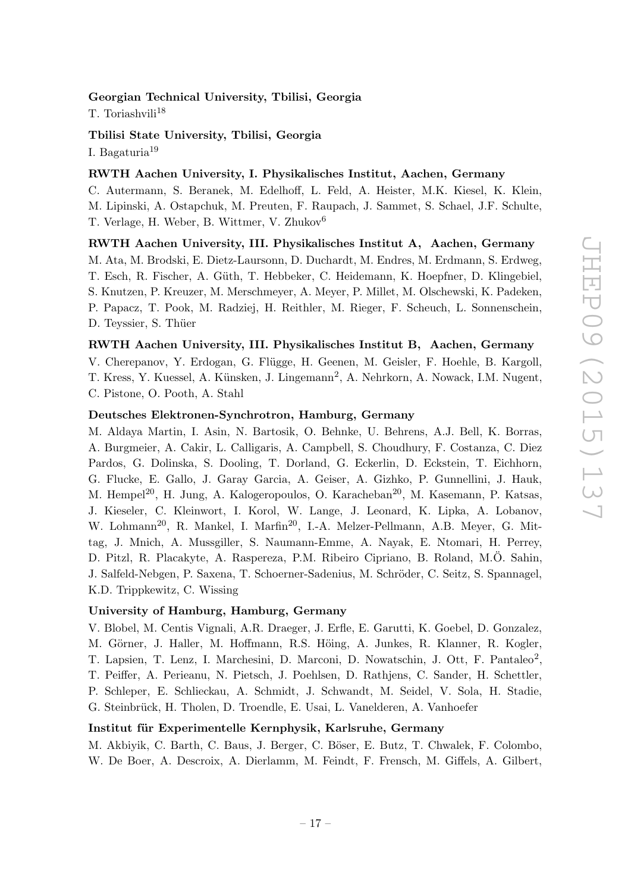**Georgian Technical University, Tbilisi, Georgia**

T. Toriashvili[18]

**Tbilisi State University, Tbilisi, Georgia**

I. Bagaturia[19]

**RWTH Aachen University, I. Physikalisches Institut, Aachen, Germany**

C. Autermann, S. Beranek, M. Edelhoff, L. Feld, A. Heister, M.K. Kiesel, K. Klein, M. Lipinski, A. Ostapchuk, M. Preuten, F. Raupach, J. Sammet, S. Schael, J.F. Schulte, T. Verlage, H. Weber, B. Wittmer, V. Zhukov[6]

**RWTH Aachen University, III. Physikalisches Institut A, Aachen, Germany**

M. Ata, M. Brodski, E. Dietz-Laursonn, D. Duchardt, M. Endres, M. Erdmann, S. Erdweg, T. Esch, R. Fischer, A. Güth, T. Hebbeker, C. Heidemann, K. Hoepfner, D. Klingebiel, S. Knutzen, P. Kreuzer, M. Merschmeyer, A. Meyer, P. Millet, M. Olschewski, K. Padeken, P. Papacz, T. Pook, M. Radziej, H. Reithler, M. Rieger, F. Scheuch, L. Sonnenschein, D. Teyssier, S. Thüer

**RWTH Aachen University, III. Physikalisches Institut B, Aachen, Germany**

V. Cherepanov, Y. Erdogan, G. Flügge, H. Geenen, M. Geisler, F. Hoehle, B. Kargoll, T. Kress, Y. Kuessel, A. Künsken, J. Lingemann[2], A. Nehrkorn, A. Nowack, I.M. Nugent, C. Pistone, O. Pooth, A. Stahl

**Deutsches Elektronen-Synchrotron, Hamburg, Germany**

M. Aldaya Martin, I. Asin, N. Bartosik, O. Behnke, U. Behrens, A.J. Bell, K. Borras, A. Burgmeier, A. Cakir, L. Calligaris, A. Campbell, S. Choudhury, F. Costanza, C. Diez Pardos, G. Dolinska, S. Dooling, T. Dorland, G. Eckerlin, D. Eckstein, T. Eichhorn, G. Flucke, E. Gallo, J. Garay Garcia, A. Geiser, A. Gizhko, P. Gunnellini, J. Hauk, M. Hempel[20], H. Jung, A. Kalogeropoulos, O. Karacheban[20], M. Kasemann, P. Katsas, J. Kieseler, C. Kleinwort, I. Korol, W. Lange, J. Leonard, K. Lipka, A. Lobanov, W. Lohmann[20], R. Mankel, I. Marfin[20], I.-A. Melzer-Pellmann, A.B. Meyer, G. Mittag, J. Mnich, A. Mussgiller, S. Naumann-Emme, A. Nayak, E. Ntomari, H. Perrey, D. Pitzl, R. Placakyte, A. Raspereza, P.M. Ribeiro Cipriano, B. Roland, M.Ö. Sahin, J. Salfeld-Nebgen, P. Saxena, T. Schoerner-Sadenius, M. Schröder, C. Seitz, S. Spannagel, K.D. Trippkewitz, C. Wissing

**University of Hamburg, Hamburg, Germany**

V. Blobel, M. Centis Vignali, A.R. Draeger, J. Erfle, E. Garutti, K. Goebel, D. Gonzalez, M. Görner, J. Haller, M. Hoffmann, R.S. Höing, A. Junkes, R. Klanner, R. Kogler, T. Lapsien, T. Lenz, I. Marchesini, D. Marconi, D. Nowatschin, J. Ott, F. Pantaleo[2], T. Peiffer, A. Perieanu, N. Pietsch, J. Poehlsen, D. Rathjens, C. Sander, H. Schettler, P. Schleper, E. Schlieckau, A. Schmidt, J. Schwandt, M. Seidel, V. Sola, H. Stadie, G. Steinbrück, H. Tholen, D. Troendle, E. Usai, L. Vanelderen, A. Vanhoefer

**Institut für Experimentelle Kernphysik, Karlsruhe, Germany**

M. Akbiyik, C. Barth, C. Baus, J. Berger, C. Böser, E. Butz, T. Chwalek, F. Colombo, W. De Boer, A. Descroix, A. Dierlamm, M. Feindt, F. Frensch, M. Giffels, A. Gilbert,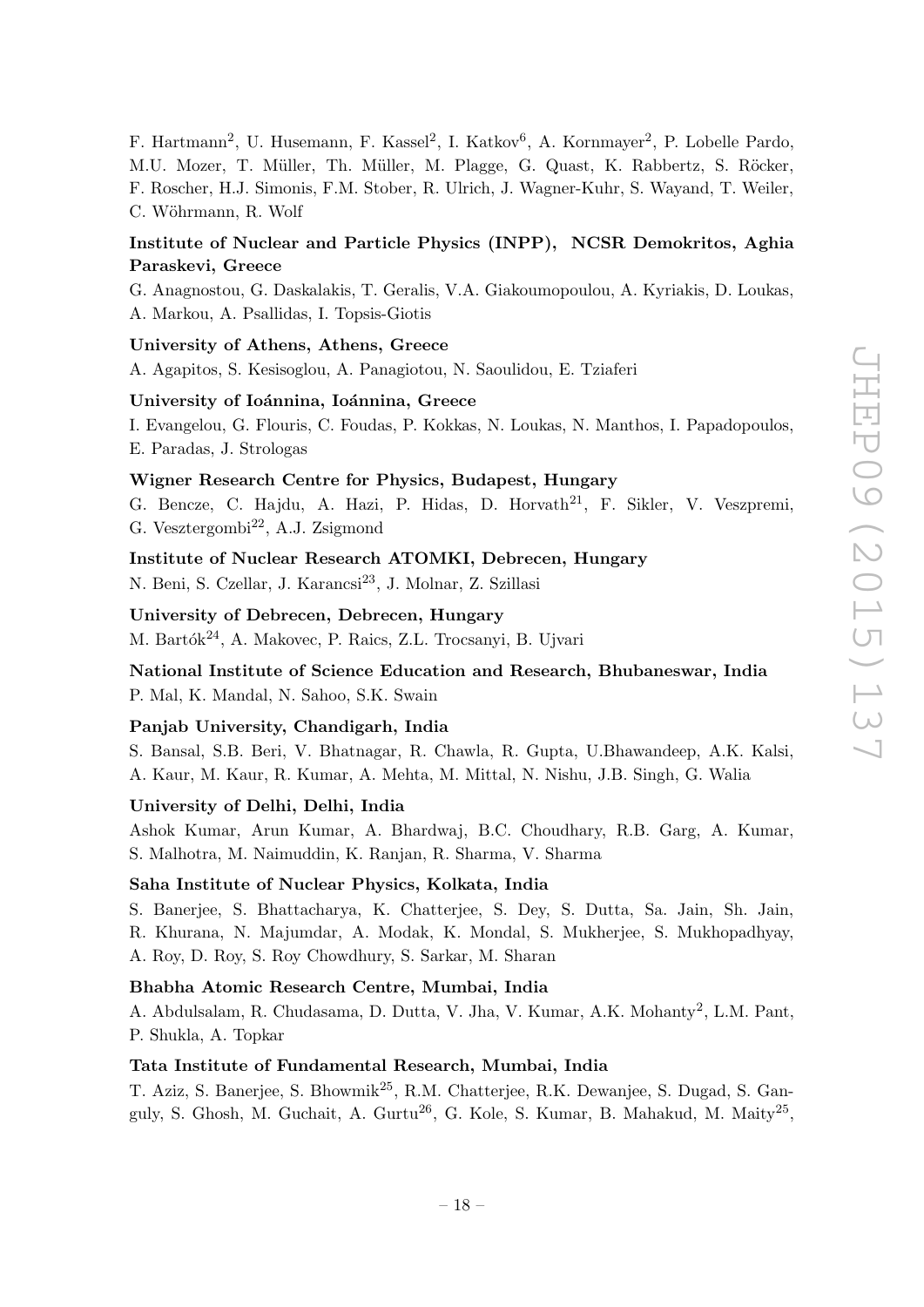F. Hartmann[2], U. Husemann, F. Kassel[2], I. Katkov[6], A. Kornmayer[2], P. Lobelle Pardo, M.U. Mozer, T. Müller, Th. Müller, M. Plagge, G. Quast, K. Rabbertz, S. Röcker, F. Roscher, H.J. Simonis, F.M. Stober, R. Ulrich, J. Wagner-Kuhr, S. Wayand, T. Weiler, C. Wöhrmann, R. Wolf

**Institute of Nuclear and Particle Physics (INPP), NCSR Demokritos, Aghia Paraskevi, Greece**

G. Anagnostou, G. Daskalakis, T. Geralis, V.A. Giakoumopoulou, A. Kyriakis, D. Loukas, A. Markou, A. Psallidas, I. Topsis-Giotis

**University of Athens, Athens, Greece**

A. Agapitos, S. Kesisoglou, A. Panagiotou, N. Saoulidou, E. Tziaferi

**University of Ioánnina, Ioánnina, Greece**

I. Evangelou, G. Flouris, C. Foudas, P. Kokkas, N. Loukas, N. Manthos, I. Papadopoulos, E. Paradas, J. Strologas

**Wigner Research Centre for Physics, Budapest, Hungary**

G. Bencze, C. Hajdu, A. Hazi, P. Hidas, D. Horvath[21], F. Sikler, V. Veszpremi, G. Vesztergombi[22], A.J. Zsigmond

**Institute of Nuclear Research ATOMKI, Debrecen, Hungary**

N. Beni, S. Czellar, J. Karancsi[23], J. Molnar, Z. Szillasi

**University of Debrecen, Debrecen, Hungary**

M. Bartók[24], A. Makovec, P. Raics, Z.L. Trocsanyi, B. Ujvari

**National Institute of Science Education and Research, Bhubaneswar, India**

P. Mal, K. Mandal, N. Sahoo, S.K. Swain

**Panjab University, Chandigarh, India**

S. Bansal, S.B. Beri, V. Bhatnagar, R. Chawla, R. Gupta, U.Bhawandeep, A.K. Kalsi, A. Kaur, M. Kaur, R. Kumar, A. Mehta, M. Mittal, N. Nishu, J.B. Singh, G. Walia

**University of Delhi, Delhi, India**

Ashok Kumar, Arun Kumar, A. Bhardwaj, B.C. Choudhary, R.B. Garg, A. Kumar, S. Malhotra, M. Naimuddin, K. Ranjan, R. Sharma, V. Sharma

**Saha Institute of Nuclear Physics, Kolkata, India**

S. Banerjee, S. Bhattacharya, K. Chatterjee, S. Dey, S. Dutta, Sa. Jain, Sh. Jain, R. Khurana, N. Majumdar, A. Modak, K. Mondal, S. Mukherjee, S. Mukhopadhyay, A. Roy, D. Roy, S. Roy Chowdhury, S. Sarkar, M. Sharan

**Bhabha Atomic Research Centre, Mumbai, India**

A. Abdulsalam, R. Chudasama, D. Dutta, V. Jha, V. Kumar, A.K. Mohanty[2], L.M. Pant, P. Shukla, A. Topkar

**Tata Institute of Fundamental Research, Mumbai, India**

T. Aziz, S. Banerjee, S. Bhowmik[25], R.M. Chatterjee, R.K. Dewanjee, S. Dugad, S. Ganguly, S. Ghosh, M. Guchait, A. Gurtu[26], G. Kole, S. Kumar, B. Mahakud, M. Maity[25],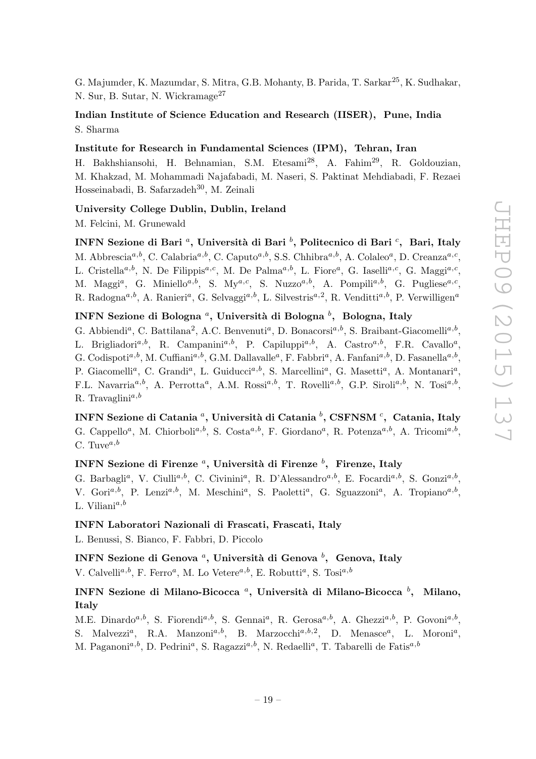G. Majumder, K. Mazumdar, S. Mitra, G.B. Mohanty, B. Parida, T. Sarkar[25], K. Sudhakar, N. Sur, B. Sutar, N. Wickramage[27]

**Indian Institute of Science Education and Research (IISER), Pune, India**
S. Sharma

**Institute for Research in Fundamental Sciences (IPM), Tehran, Iran**
H. Bakhshiansohi, H. Behnamian, S.M. Etesami[28], A. Fahim[29], R. Goldouzian, M. Khakzad, M. Mohammadi Najafabadi, M. Naseri, S. Paktinat Mehdiabadi, F. Rezaei Hosseinabadi, B. Safarzadeh[30], M. Zeinali

**University College Dublin, Dublin, Ireland**
M. Felcini, M. Grunewald

**INFN Sezione di Bari [a], Università di Bari [b], Politecnico di Bari [c], Bari, Italy**
M. Abbrescia[a,b], C. Calabria[a,b], C. Caputo[a,b], S.S. Chhibra[a,b], A. Colaleo[a], D. Creanza[a,c], L. Cristella[a,b], N. De Filippis[a,c], M. De Palma[a,b], L. Fiore[a], G. Iaselli[a,c], G. Maggi[a,c], M. Maggi[a], G. Miniello[a,b], S. My[a,c], S. Nuzzo[a,b], A. Pompili[a,b], G. Pugliese[a,c], R. Radogna[a,b], A. Ranieri[a], G. Selvaggi[a,b], L. Silvestris[a,2], R. Venditti[a,b], P. Verwilligen[a]

**INFN Sezione di Bologna [a], Università di Bologna [b], Bologna, Italy**
G. Abbiendi[a], C. Battilana[2], A.C. Benvenuti[a], D. Bonacorsi[a,b], S. Braibant-Giacomelli[a,b], L. Brigliadori[a,b], R. Campanini[a,b], P. Capiluppi[a,b], A. Castro[a,b], F.R. Cavallo[a], G. Codispoti[a,b], M. Cuffiani[a,b], G.M. Dallavalle[a], F. Fabbri[a], A. Fanfani[a,b], D. Fasanella[a,b], P. Giacomelli[a], C. Grandi[a], L. Guiducci[a,b], S. Marcellini[a], G. Masetti[a], A. Montanari[a], F.L. Navarria[a,b], A. Perrotta[a], A.M. Rossi[a,b], T. Rovelli[a,b], G.P. Siroli[a,b], N. Tosi[a,b], R. Travaglini[a,b]

**INFN Sezione di Catania [a], Università di Catania [b], CSFNSM [c], Catania, Italy**
G. Cappello[a], M. Chiorboli[a,b], S. Costa[a,b], F. Giordano[a], R. Potenza[a,b], A. Tricomi[a,b], C. Tuve[a,b]

**INFN Sezione di Firenze [a], Università di Firenze [b], Firenze, Italy**
G. Barbagli[a], V. Ciulli[a,b], C. Civinini[a], R. D'Alessandro[a,b], E. Focardi[a,b], S. Gonzi[a,b], V. Gori[a,b], P. Lenzi[a,b], M. Meschini[a], S. Paoletti[a], G. Sguazzoni[a], A. Tropiano[a,b], L. Viliani[a,b]

**INFN Laboratori Nazionali di Frascati, Frascati, Italy**
L. Benussi, S. Bianco, F. Fabbri, D. Piccolo

**INFN Sezione di Genova [a], Università di Genova [b], Genova, Italy**
V. Calvelli[a,b], F. Ferro[a], M. Lo Vetere[a,b], E. Robutti[a], S. Tosi[a,b]

**INFN Sezione di Milano-Bicocca [a], Università di Milano-Bicocca [b], Milano, Italy**
M.E. Dinardo[a,b], S. Fiorendi[a,b], S. Gennai[a], R. Gerosa[a,b], A. Ghezzi[a,b], P. Govoni[a,b], S. Malvezzi[a], R.A. Manzoni[a,b], B. Marzocchi[a,b,2], D. Menasce[a], L. Moroni[a], M. Paganoni[a,b], D. Pedrini[a], S. Ragazzi[a,b], N. Redaelli[a], T. Tabarelli de Fatis[a,b]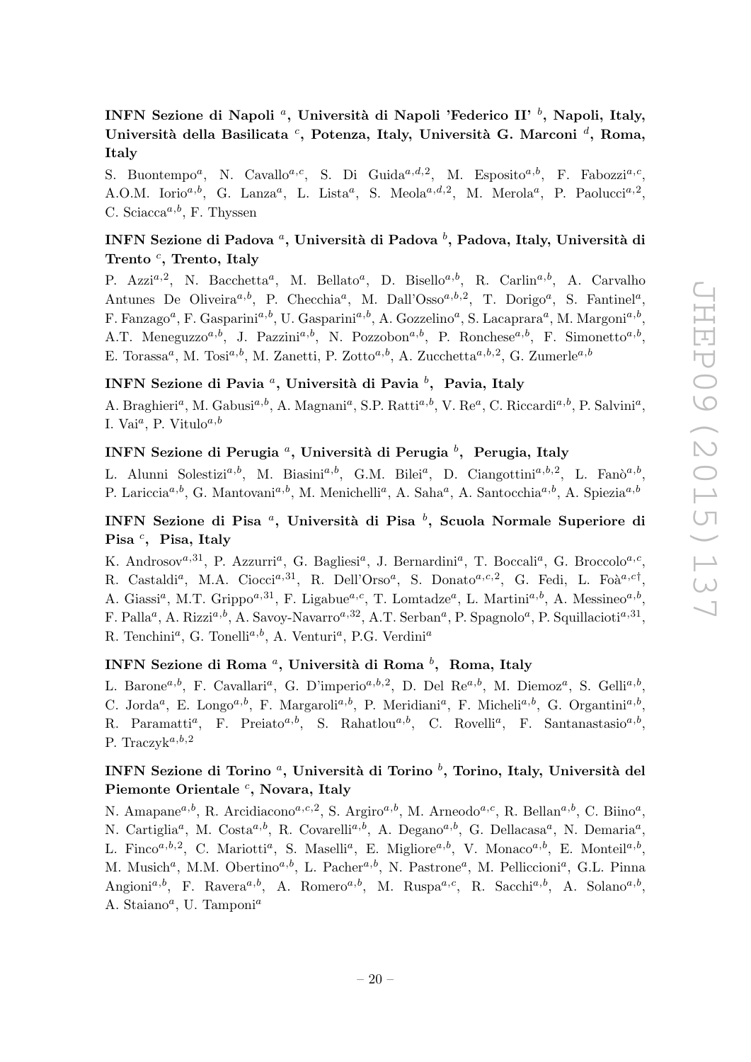### INFN Sezione di Napoli [a], Università di Napoli 'Federico II' [b], Napoli, Italy, Università della Basilicata [c], Potenza, Italy, Università G. Marconi [d], Roma, Italy

S. Buontempo[a], N. Cavallo[a,c], S. Di Guida[a,d,2], M. Esposito[a,b], F. Fabozzi[a,c], A.O.M. Iorio[a,b], G. Lanza[a], L. Lista[a], S. Meola[a,d,2], M. Merola[a], P. Paolucci[a,2], C. Sciacca[a,b], F. Thyssen

### INFN Sezione di Padova [a], Università di Padova [b], Padova, Italy, Università di Trento [c], Trento, Italy

P. Azzi[a,2], N. Bacchetta[a], M. Bellato[a], D. Bisello[a,b], R. Carlin[a,b], A. Carvalho Antunes De Oliveira[a,b], P. Checchia[a], M. Dall'Osso[a,b,2], T. Dorigo[a], S. Fantinel[a], F. Fanzago[a], F. Gasparini[a,b], U. Gasparini[a,b], A. Gozzelino[a], S. Lacaprara[a], M. Margoni[a,b], A.T. Meneguzzo[a,b], J. Pazzini[a,b], N. Pozzobon[a,b], P. Ronchese[a,b], F. Simonetto[a,b], E. Torassa[a], M. Tosi[a,b], M. Zanetti, P. Zotto[a,b], A. Zucchetta[a,b,2], G. Zumerle[a,b]

### INFN Sezione di Pavia [a], Università di Pavia [b], Pavia, Italy

A. Braghieri[a], M. Gabusi[a,b], A. Magnani[a], S.P. Ratti[a,b], V. Re[a], C. Riccardi[a,b], P. Salvini[a], I. Vai[a], P. Vitulo[a,b]

### INFN Sezione di Perugia [a], Università di Perugia [b], Perugia, Italy

L. Alunni Solestizi[a,b], M. Biasini[a,b], G.M. Bilei[a], D. Ciangottini[a,b,2], L. Fanò[a,b], P. Lariccia[a,b], G. Mantovani[a,b], M. Menichelli[a], A. Saha[a], A. Santocchia[a,b], A. Spiezia[a,b]

### INFN Sezione di Pisa [a], Università di Pisa [b], Scuola Normale Superiore di Pisa [c], Pisa, Italy

K. Androsov[a,31], P. Azzurri[a], G. Bagliesi[a], J. Bernardini[a], T. Boccali[a], G. Broccolo[a,c], R. Castaldi[a], M.A. Ciocci[a,31], R. Dell'Orso[a], S. Donato[a,c,2], G. Fedi, L. Foà[a,c†], A. Giassi[a], M.T. Grippo[a,31], F. Ligabue[a,c], T. Lomtadze[a], L. Martini[a,b], A. Messineo[a,b], F. Palla[a], A. Rizzi[a,b], A. Savoy-Navarro[a,32], A.T. Serban[a], P. Spagnolo[a], P. Squillacioti[a,31], R. Tenchini[a], G. Tonelli[a,b], A. Venturi[a], P.G. Verdini[a]

### INFN Sezione di Roma [a], Università di Roma [b], Roma, Italy

L. Barone[a,b], F. Cavallari[a], G. D'imperio[a,b,2], D. Del Re[a,b], M. Diemoz[a], S. Gelli[a,b], C. Jorda[a], E. Longo[a,b], F. Margaroli[a,b], P. Meridiani[a], F. Micheli[a,b], G. Organtini[a,b], R. Paramatti[a], F. Preiato[a,b], S. Rahatlou[a,b], C. Rovelli[a], F. Santanastasio[a,b], P. Traczyk[a,b,2]

### INFN Sezione di Torino [a], Università di Torino [b], Torino, Italy, Università del Piemonte Orientale [c], Novara, Italy

N. Amapane[a,b], R. Arcidiacono[a,c,2], S. Argiro[a,b], M. Arneodo[a,c], R. Bellan[a,b], C. Biino[a], N. Cartiglia[a], M. Costa[a,b], R. Covarelli[a,b], A. Degano[a,b], G. Dellacasa[a], N. Demaria[a], L. Finco[a,b,2], C. Mariotti[a], S. Maselli[a], E. Migliore[a,b], V. Monaco[a,b], E. Monteil[a,b], M. Musich[a], M.M. Obertino[a,b], L. Pacher[a,b], N. Pastrone[a], M. Pelliccioni[a], G.L. Pinna Angioni[a,b], F. Ravera[a,b], A. Romero[a,b], M. Ruspa[a,c], R. Sacchi[a,b], A. Solano[a,b], A. Staiano[a], U. Tamponi[a]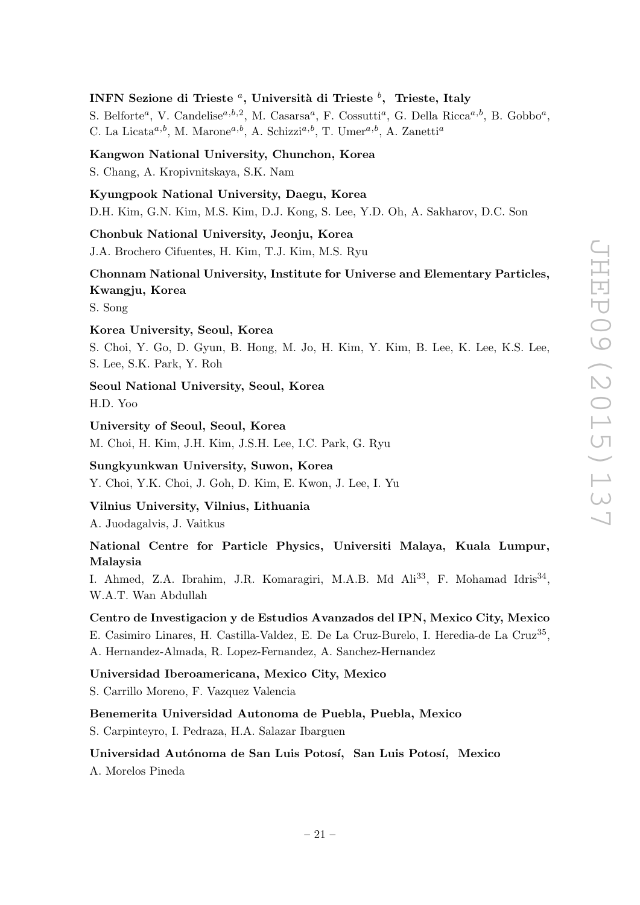**INFN Sezione di Trieste [a], Università di Trieste [b], Trieste, Italy**

S. Belforte[a], V. Candelise[a,b,2], M. Casarsa[a], F. Cossutti[a], G. Della Ricca[a,b], B. Gobbo[a], C. La Licata[a,b], M. Marone[a,b], A. Schizzi[a,b], T. Umer[a,b], A. Zanetti[a]

**Kangwon National University, Chunchon, Korea**

S. Chang, A. Kropivnitskaya, S.K. Nam

**Kyungpook National University, Daegu, Korea**

D.H. Kim, G.N. Kim, M.S. Kim, D.J. Kong, S. Lee, Y.D. Oh, A. Sakharov, D.C. Son

**Chonbuk National University, Jeonju, Korea**

J.A. Brochero Cifuentes, H. Kim, T.J. Kim, M.S. Ryu

**Chonnam National University, Institute for Universe and Elementary Particles, Kwangju, Korea**

S. Song

**Korea University, Seoul, Korea**

S. Choi, Y. Go, D. Gyun, B. Hong, M. Jo, H. Kim, Y. Kim, B. Lee, K. Lee, K.S. Lee, S. Lee, S.K. Park, Y. Roh

**Seoul National University, Seoul, Korea**

H.D. Yoo

**University of Seoul, Seoul, Korea**

M. Choi, H. Kim, J.H. Kim, J.S.H. Lee, I.C. Park, G. Ryu

**Sungkyunkwan University, Suwon, Korea**

Y. Choi, Y.K. Choi, J. Goh, D. Kim, E. Kwon, J. Lee, I. Yu

**Vilnius University, Vilnius, Lithuania**

A. Juodagalvis, J. Vaitkus

**National Centre for Particle Physics, Universiti Malaya, Kuala Lumpur, Malaysia**

I. Ahmed, Z.A. Ibrahim, J.R. Komaragiri, M.A.B. Md Ali[33], F. Mohamad Idris[34], W.A.T. Wan Abdullah

**Centro de Investigacion y de Estudios Avanzados del IPN, Mexico City, Mexico**

E. Casimiro Linares, H. Castilla-Valdez, E. De La Cruz-Burelo, I. Heredia-de La Cruz[35], A. Hernandez-Almada, R. Lopez-Fernandez, A. Sanchez-Hernandez

**Universidad Iberoamericana, Mexico City, Mexico**

S. Carrillo Moreno, F. Vazquez Valencia

**Benemerita Universidad Autonoma de Puebla, Puebla, Mexico**

S. Carpinteyro, I. Pedraza, H.A. Salazar Ibarguen

**Universidad Autónoma de San Luis Potosí, San Luis Potosí, Mexico**

A. Morelos Pineda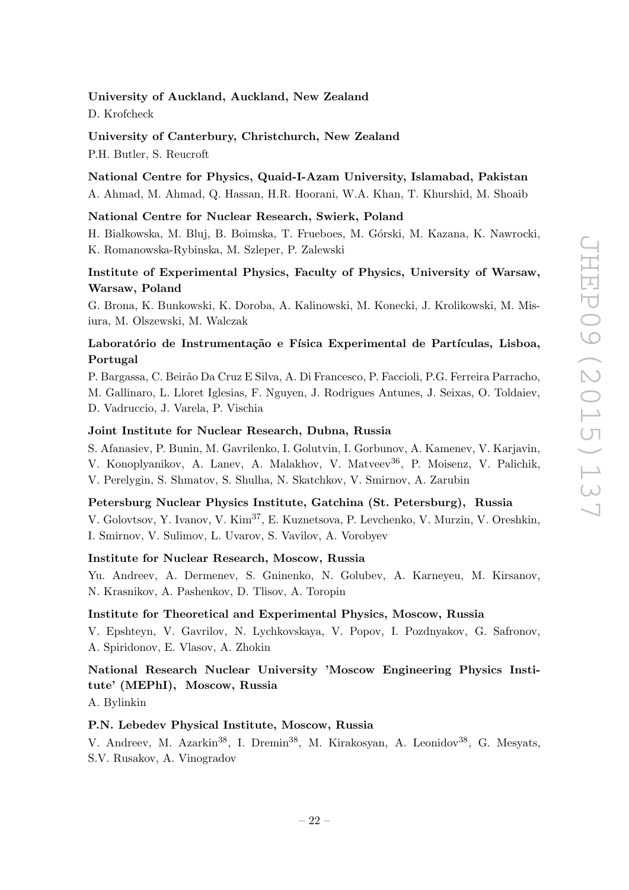**University of Auckland, Auckland, New Zealand**

D. Krofcheck

**University of Canterbury, Christchurch, New Zealand**

P.H. Butler, S. Reucroft

**National Centre for Physics, Quaid-I-Azam University, Islamabad, Pakistan**

A. Ahmad, M. Ahmad, Q. Hassan, H.R. Hoorani, W.A. Khan, T. Khurshid, M. Shoaib

**National Centre for Nuclear Research, Swierk, Poland**

H. Bialkowska, M. Bluj, B. Boimska, T. Frueboes, M. Górski, M. Kazana, K. Nawrocki, K. Romanowska-Rybinska, M. Szleper, P. Zalewski

**Institute of Experimental Physics, Faculty of Physics, University of Warsaw, Warsaw, Poland**

G. Brona, K. Bunkowski, K. Doroba, A. Kalinowski, M. Konecki, J. Krolikowski, M. Misiura, M. Olszewski, M. Walczak

**Laboratório de Instrumentação e Física Experimental de Partículas, Lisboa, Portugal**

P. Bargassa, C. Beirão Da Cruz E Silva, A. Di Francesco, P. Faccioli, P.G. Ferreira Parracho, M. Gallinaro, L. Lloret Iglesias, F. Nguyen, J. Rodrigues Antunes, J. Seixas, O. Toldaiev, D. Vadruccio, J. Varela, P. Vischia

**Joint Institute for Nuclear Research, Dubna, Russia**

S. Afanasiev, P. Bunin, M. Gavrilenko, I. Golutvin, I. Gorbunov, A. Kamenev, V. Karjavin, V. Konoplyanikov, A. Lanev, A. Malakhov, V. Matveev[36], P. Moisenz, V. Palichik, V. Perelygin, S. Shmatov, S. Shulha, N. Skatchkov, V. Smirnov, A. Zarubin

**Petersburg Nuclear Physics Institute, Gatchina (St. Petersburg), Russia**

V. Golovtsov, Y. Ivanov, V. Kim[37], E. Kuznetsova, P. Levchenko, V. Murzin, V. Oreshkin, I. Smirnov, V. Sulimov, L. Uvarov, S. Vavilov, A. Vorobyev

**Institute for Nuclear Research, Moscow, Russia**

Yu. Andreev, A. Dermenev, S. Gninenko, N. Golubev, A. Karneyeu, M. Kirsanov, N. Krasnikov, A. Pashenkov, D. Tlisov, A. Toropin

**Institute for Theoretical and Experimental Physics, Moscow, Russia**

V. Epshteyn, V. Gavrilov, N. Lychkovskaya, V. Popov, I. Pozdnyakov, G. Safronov, A. Spiridonov, E. Vlasov, A. Zhokin

**National Research Nuclear University 'Moscow Engineering Physics Institute' (MEPhI), Moscow, Russia**

A. Bylinkin

**P.N. Lebedev Physical Institute, Moscow, Russia**

V. Andreev, M. Azarkin[38], I. Dremin[38], M. Kirakosyan, A. Leonidov[38], G. Mesyats, S.V. Rusakov, A. Vinogradov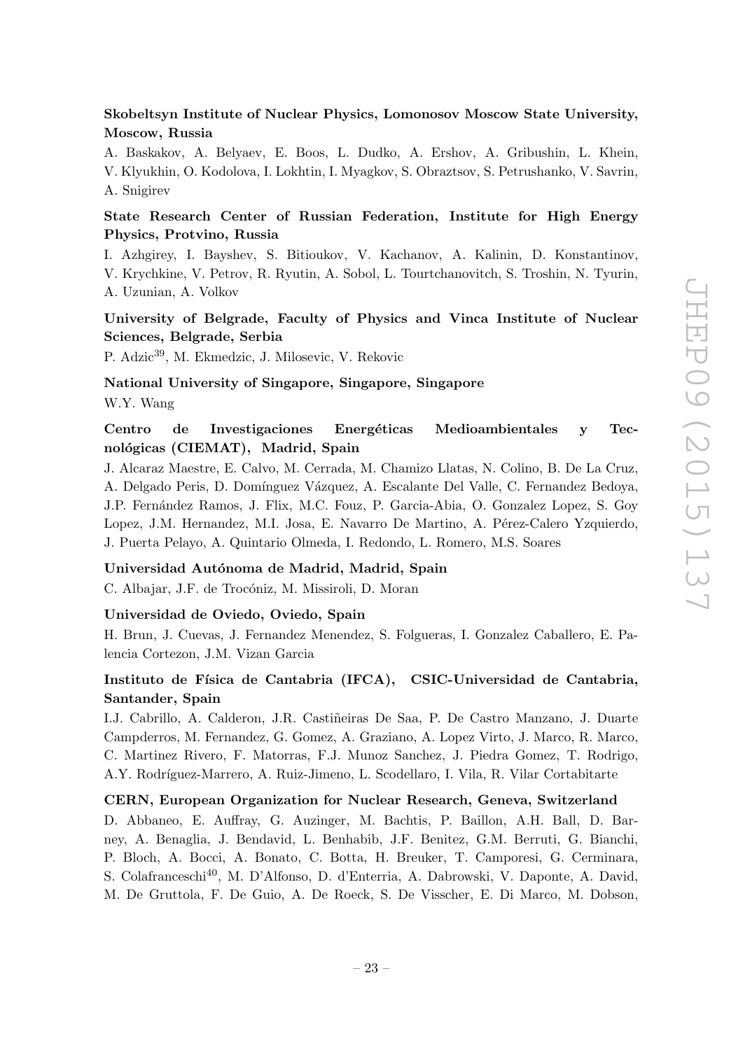**Skobeltsyn Institute of Nuclear Physics, Lomonosov Moscow State University, Moscow, Russia**

A. Baskakov, A. Belyaev, E. Boos, L. Dudko, A. Ershov, A. Gribushin, L. Khein, V. Klyukhin, O. Kodolova, I. Lokhtin, I. Myagkov, S. Obraztsov, S. Petrushanko, V. Savrin, A. Snigirev

**State Research Center of Russian Federation, Institute for High Energy Physics, Protvino, Russia**

I. Azhgirey, I. Bayshev, S. Bitioukov, V. Kachanov, A. Kalinin, D. Konstantinov, V. Krychkine, V. Petrov, R. Ryutin, A. Sobol, L. Tourtchanovitch, S. Troshin, N. Tyurin, A. Uzunian, A. Volkov

**University of Belgrade, Faculty of Physics and Vinca Institute of Nuclear Sciences, Belgrade, Serbia**

P. Adzic[39], M. Ekmedzic, J. Milosevic, V. Rekovic

**National University of Singapore, Singapore, Singapore**

W.Y. Wang

**Centro de Investigaciones Energéticas Medioambientales y Tecnológicas (CIEMAT), Madrid, Spain**

J. Alcaraz Maestre, E. Calvo, M. Cerrada, M. Chamizo Llatas, N. Colino, B. De La Cruz, A. Delgado Peris, D. Domínguez Vázquez, A. Escalante Del Valle, C. Fernandez Bedoya, J.P. Fernández Ramos, J. Flix, M.C. Fouz, P. Garcia-Abia, O. Gonzalez Lopez, S. Goy Lopez, J.M. Hernandez, M.I. Josa, E. Navarro De Martino, A. Pérez-Calero Yzquierdo, J. Puerta Pelayo, A. Quintario Olmeda, I. Redondo, L. Romero, M.S. Soares

**Universidad Autónoma de Madrid, Madrid, Spain**

C. Albajar, J.F. de Trocóniz, M. Missiroli, D. Moran

**Universidad de Oviedo, Oviedo, Spain**

H. Brun, J. Cuevas, J. Fernandez Menendez, S. Folgueras, I. Gonzalez Caballero, E. Palencia Cortezon, J.M. Vizan Garcia

**Instituto de Física de Cantabria (IFCA), CSIC-Universidad de Cantabria, Santander, Spain**

I.J. Cabrillo, A. Calderon, J.R. Castiñeiras De Saa, P. De Castro Manzano, J. Duarte Campderros, M. Fernandez, G. Gomez, A. Graziano, A. Lopez Virto, J. Marco, R. Marco, C. Martinez Rivero, F. Matorras, F.J. Munoz Sanchez, J. Piedra Gomez, T. Rodrigo, A.Y. Rodríguez-Marrero, A. Ruiz-Jimeno, L. Scodellaro, I. Vila, R. Vilar Cortabitarte

**CERN, European Organization for Nuclear Research, Geneva, Switzerland**

D. Abbaneo, E. Auffray, G. Auzinger, M. Bachtis, P. Baillon, A.H. Ball, D. Barney, A. Benaglia, J. Bendavid, L. Benhabib, J.F. Benitez, G.M. Berruti, G. Bianchi, P. Bloch, A. Bocci, A. Bonato, C. Botta, H. Breuker, T. Camporesi, G. Cerminara, S. Colafranceschi[40], M. D'Alfonso, D. d'Enterria, A. Dabrowski, V. Daponte, A. David, M. De Gruttola, F. De Guio, A. De Roeck, S. De Visscher, E. Di Marco, M. Dobson,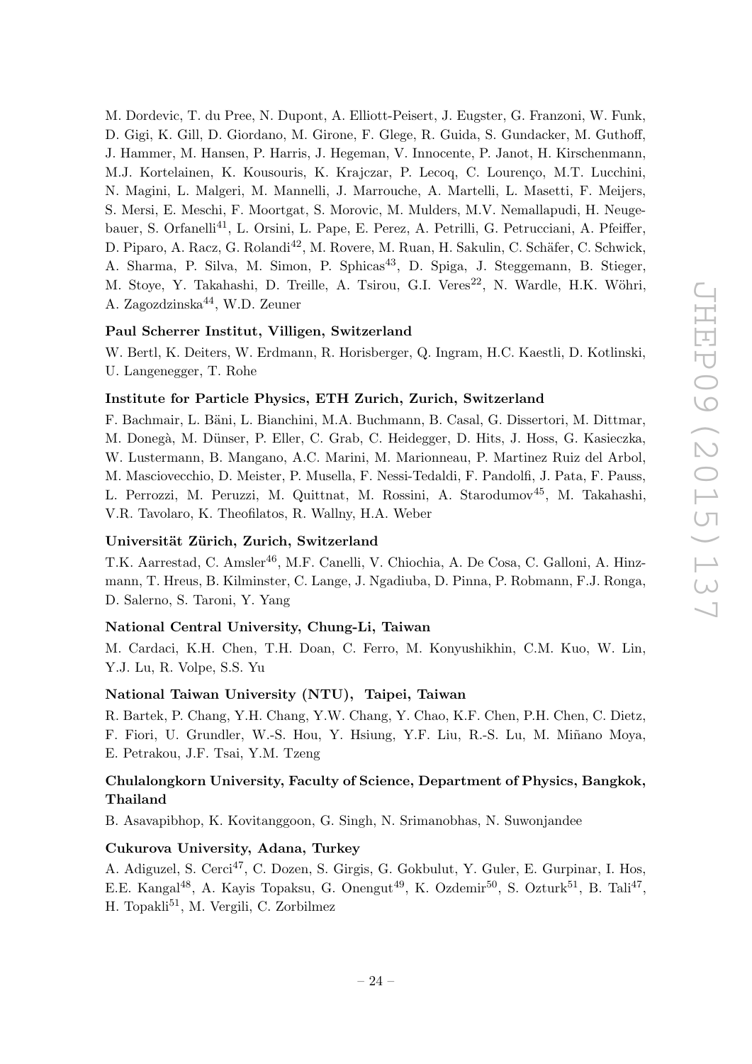M. Dordevic, T. du Pree, N. Dupont, A. Elliott-Peisert, J. Eugster, G. Franzoni, W. Funk, D. Gigi, K. Gill, D. Giordano, M. Girone, F. Glege, R. Guida, S. Gundacker, M. Guthoff, J. Hammer, M. Hansen, P. Harris, J. Hegeman, V. Innocente, P. Janot, H. Kirschenmann, M.J. Kortelainen, K. Kousouris, K. Krajczar, P. Lecoq, C. Lourenço, M.T. Lucchini, N. Magini, L. Malgeri, M. Mannelli, J. Marrouche, A. Martelli, L. Masetti, F. Meijers, S. Mersi, E. Meschi, F. Moortgat, S. Morovic, M. Mulders, M.V. Nemallapudi, H. Neugebauer, S. Orfanelli[41], L. Orsini, L. Pape, E. Perez, A. Petrilli, G. Petrucciani, A. Pfeiffer, D. Piparo, A. Racz, G. Rolandi[42], M. Rovere, M. Ruan, H. Sakulin, C. Schäfer, C. Schwick, A. Sharma, P. Silva, M. Simon, P. Sphicas[43], D. Spiga, J. Steggemann, B. Stieger, M. Stoye, Y. Takahashi, D. Treille, A. Tsirou, G.I. Veres[22], N. Wardle, H.K. Wöhri, A. Zagozdzinska[44], W.D. Zeuner

**Paul Scherrer Institut, Villigen, Switzerland**

W. Bertl, K. Deiters, W. Erdmann, R. Horisberger, Q. Ingram, H.C. Kaestli, D. Kotlinski, U. Langenegger, T. Rohe

**Institute for Particle Physics, ETH Zurich, Zurich, Switzerland**

F. Bachmair, L. Bäni, L. Bianchini, M.A. Buchmann, B. Casal, G. Dissertori, M. Dittmar, M. Donegà, M. Dünser, P. Eller, C. Grab, C. Heidegger, D. Hits, J. Hoss, G. Kasieczka, W. Lustermann, B. Mangano, A.C. Marini, M. Marionneau, P. Martinez Ruiz del Arbol, M. Masciovecchio, D. Meister, P. Musella, F. Nessi-Tedaldi, F. Pandolfi, J. Pata, F. Pauss, L. Perrozzi, M. Peruzzi, M. Quittnat, M. Rossini, A. Starodumov[45], M. Takahashi, V.R. Tavolaro, K. Theofilatos, R. Wallny, H.A. Weber

**Universität Zürich, Zurich, Switzerland**

T.K. Aarrestad, C. Amsler[46], M.F. Canelli, V. Chiochia, A. De Cosa, C. Galloni, A. Hinzmann, T. Hreus, B. Kilminster, C. Lange, J. Ngadiuba, D. Pinna, P. Robmann, F.J. Ronga, D. Salerno, S. Taroni, Y. Yang

**National Central University, Chung-Li, Taiwan**

M. Cardaci, K.H. Chen, T.H. Doan, C. Ferro, M. Konyushikhin, C.M. Kuo, W. Lin, Y.J. Lu, R. Volpe, S.S. Yu

**National Taiwan University (NTU), Taipei, Taiwan**

R. Bartek, P. Chang, Y.H. Chang, Y.W. Chang, Y. Chao, K.F. Chen, P.H. Chen, C. Dietz, F. Fiori, U. Grundler, W.-S. Hou, Y. Hsiung, Y.F. Liu, R.-S. Lu, M. Miñano Moya, E. Petrakou, J.F. Tsai, Y.M. Tzeng

**Chulalongkorn University, Faculty of Science, Department of Physics, Bangkok, Thailand**

B. Asavapibhop, K. Kovitanggoon, G. Singh, N. Srimanobhas, N. Suwonjandee

**Cukurova University, Adana, Turkey**

A. Adiguzel, S. Cerci[47], C. Dozen, S. Girgis, G. Gokbulut, Y. Guler, E. Gurpinar, I. Hos, E.E. Kangal[48], A. Kayis Topaksu, G. Onengut[49], K. Ozdemir[50], S. Ozturk[51], B. Tali[47], H. Topakli[51], M. Vergili, C. Zorbilmez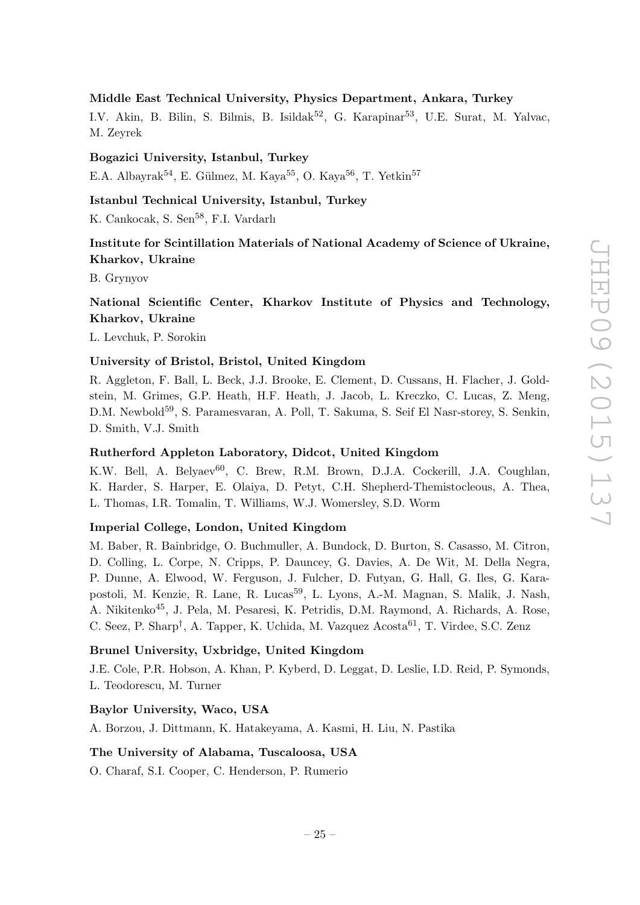**Middle East Technical University, Physics Department, Ankara, Turkey**

I.V. Akin, B. Bilin, S. Bilmis, B. Isildak[52], G. Karapinar[53], U.E. Surat, M. Yalvac, M. Zeyrek

**Bogazici University, Istanbul, Turkey**

E.A. Albayrak[54], E. Gülmez, M. Kaya[55], O. Kaya[56], T. Yetkin[57]

**Istanbul Technical University, Istanbul, Turkey**

K. Cankocak, S. Sen[58], F.I. Vardarlı

**Institute for Scintillation Materials of National Academy of Science of Ukraine, Kharkov, Ukraine**

B. Grynyov

**National Scientific Center, Kharkov Institute of Physics and Technology, Kharkov, Ukraine**

L. Levchuk, P. Sorokin

**University of Bristol, Bristol, United Kingdom**

R. Aggleton, F. Ball, L. Beck, J.J. Brooke, E. Clement, D. Cussans, H. Flacher, J. Goldstein, M. Grimes, G.P. Heath, H.F. Heath, J. Jacob, L. Kreczko, C. Lucas, Z. Meng, D.M. Newbold[59], S. Paramesvaran, A. Poll, T. Sakuma, S. Seif El Nasr-storey, S. Senkin, D. Smith, V.J. Smith

**Rutherford Appleton Laboratory, Didcot, United Kingdom**

K.W. Bell, A. Belyaev[60], C. Brew, R.M. Brown, D.J.A. Cockerill, J.A. Coughlan, K. Harder, S. Harper, E. Olaiya, D. Petyt, C.H. Shepherd-Themistocleous, A. Thea, L. Thomas, I.R. Tomalin, T. Williams, W.J. Womersley, S.D. Worm

**Imperial College, London, United Kingdom**

M. Baber, R. Bainbridge, O. Buchmuller, A. Bundock, D. Burton, S. Casasso, M. Citron, D. Colling, L. Corpe, N. Cripps, P. Dauncey, G. Davies, A. De Wit, M. Della Negra, P. Dunne, A. Elwood, W. Ferguson, J. Fulcher, D. Futyan, G. Hall, G. Iles, G. Karapostoli, M. Kenzie, R. Lane, R. Lucas[59], L. Lyons, A.-M. Magnan, S. Malik, J. Nash, A. Nikitenko[45], J. Pela, M. Pesaresi, K. Petridis, D.M. Raymond, A. Richards, A. Rose, C. Seez, P. Sharp[†], A. Tapper, K. Uchida, M. Vazquez Acosta[61], T. Virdee, S.C. Zenz

**Brunel University, Uxbridge, United Kingdom**

J.E. Cole, P.R. Hobson, A. Khan, P. Kyberd, D. Leggat, D. Leslie, I.D. Reid, P. Symonds, L. Teodorescu, M. Turner

**Baylor University, Waco, USA**

A. Borzou, J. Dittmann, K. Hatakeyama, A. Kasmi, H. Liu, N. Pastika

**The University of Alabama, Tuscaloosa, USA**

O. Charaf, S.I. Cooper, C. Henderson, P. Rumerio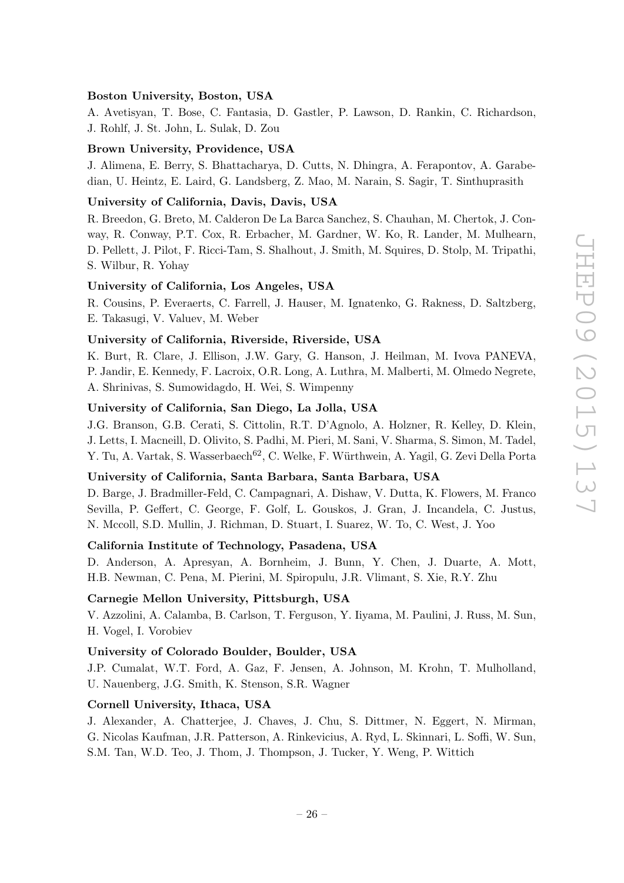**Boston University, Boston, USA**

A. Avetisyan, T. Bose, C. Fantasia, D. Gastler, P. Lawson, D. Rankin, C. Richardson, J. Rohlf, J. St. John, L. Sulak, D. Zou

**Brown University, Providence, USA**

J. Alimena, E. Berry, S. Bhattacharya, D. Cutts, N. Dhingra, A. Ferapontov, A. Garabedian, U. Heintz, E. Laird, G. Landsberg, Z. Mao, M. Narain, S. Sagir, T. Sinthuprasith

**University of California, Davis, Davis, USA**

R. Breedon, G. Breto, M. Calderon De La Barca Sanchez, S. Chauhan, M. Chertok, J. Conway, R. Conway, P.T. Cox, R. Erbacher, M. Gardner, W. Ko, R. Lander, M. Mulhearn, D. Pellett, J. Pilot, F. Ricci-Tam, S. Shalhout, J. Smith, M. Squires, D. Stolp, M. Tripathi, S. Wilbur, R. Yohay

**University of California, Los Angeles, USA**

R. Cousins, P. Everaerts, C. Farrell, J. Hauser, M. Ignatenko, G. Rakness, D. Saltzberg, E. Takasugi, V. Valuev, M. Weber

**University of California, Riverside, Riverside, USA**

K. Burt, R. Clare, J. Ellison, J.W. Gary, G. Hanson, J. Heilman, M. Ivova PANEVA, P. Jandir, E. Kennedy, F. Lacroix, O.R. Long, A. Luthra, M. Malberti, M. Olmedo Negrete, A. Shrinivas, S. Sumowidagdo, H. Wei, S. Wimpenny

**University of California, San Diego, La Jolla, USA**

J.G. Branson, G.B. Cerati, S. Cittolin, R.T. D'Agnolo, A. Holzner, R. Kelley, D. Klein, J. Letts, I. Macneill, D. Olivito, S. Padhi, M. Pieri, M. Sani, V. Sharma, S. Simon, M. Tadel, Y. Tu, A. Vartak, S. Wasserbaech[62], C. Welke, F. Würthwein, A. Yagil, G. Zevi Della Porta

**University of California, Santa Barbara, Santa Barbara, USA**

D. Barge, J. Bradmiller-Feld, C. Campagnari, A. Dishaw, V. Dutta, K. Flowers, M. Franco Sevilla, P. Geffert, C. George, F. Golf, L. Gouskos, J. Gran, J. Incandela, C. Justus, N. Mccoll, S.D. Mullin, J. Richman, D. Stuart, I. Suarez, W. To, C. West, J. Yoo

**California Institute of Technology, Pasadena, USA**

D. Anderson, A. Apresyan, A. Bornheim, J. Bunn, Y. Chen, J. Duarte, A. Mott, H.B. Newman, C. Pena, M. Pierini, M. Spiropulu, J.R. Vlimant, S. Xie, R.Y. Zhu

**Carnegie Mellon University, Pittsburgh, USA**

V. Azzolini, A. Calamba, B. Carlson, T. Ferguson, Y. Iiyama, M. Paulini, J. Russ, M. Sun, H. Vogel, I. Vorobiev

**University of Colorado Boulder, Boulder, USA**

J.P. Cumalat, W.T. Ford, A. Gaz, F. Jensen, A. Johnson, M. Krohn, T. Mulholland, U. Nauenberg, J.G. Smith, K. Stenson, S.R. Wagner

**Cornell University, Ithaca, USA**

J. Alexander, A. Chatterjee, J. Chaves, J. Chu, S. Dittmer, N. Eggert, N. Mirman, G. Nicolas Kaufman, J.R. Patterson, A. Rinkevicius, A. Ryd, L. Skinnari, L. Soffi, W. Sun, S.M. Tan, W.D. Teo, J. Thom, J. Thompson, J. Tucker, Y. Weng, P. Wittich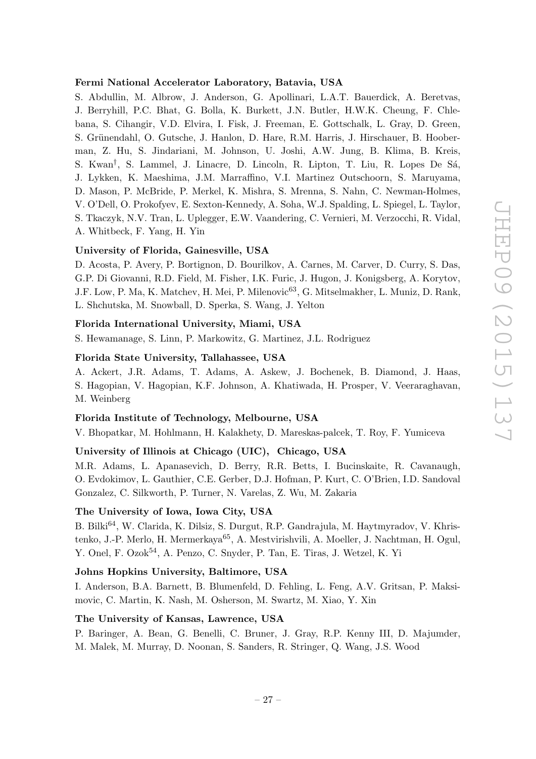**Fermi National Accelerator Laboratory, Batavia, USA**

S. Abdullin, M. Albrow, J. Anderson, G. Apollinari, L.A.T. Bauerdick, A. Beretvas, J. Berryhill, P.C. Bhat, G. Bolla, K. Burkett, J.N. Butler, H.W.K. Cheung, F. Chlebana, S. Cihangir, V.D. Elvira, I. Fisk, J. Freeman, E. Gottschalk, L. Gray, D. Green, S. Grünendahl, O. Gutsche, J. Hanlon, D. Hare, R.M. Harris, J. Hirschauer, B. Hooberman, Z. Hu, S. Jindariani, M. Johnson, U. Joshi, A.W. Jung, B. Klima, B. Kreis, S. Kwan[†], S. Lammel, J. Linacre, D. Lincoln, R. Lipton, T. Liu, R. Lopes De Sá, J. Lykken, K. Maeshima, J.M. Marraffino, V.I. Martinez Outschoorn, S. Maruyama, D. Mason, P. McBride, P. Merkel, K. Mishra, S. Mrenna, S. Nahn, C. Newman-Holmes, V. O'Dell, O. Prokofyev, E. Sexton-Kennedy, A. Soha, W.J. Spalding, L. Spiegel, L. Taylor, S. Tkaczyk, N.V. Tran, L. Uplegger, E.W. Vaandering, C. Vernieri, M. Verzocchi, R. Vidal, A. Whitbeck, F. Yang, H. Yin

**University of Florida, Gainesville, USA**

D. Acosta, P. Avery, P. Bortignon, D. Bourilkov, A. Carnes, M. Carver, D. Curry, S. Das, G.P. Di Giovanni, R.D. Field, M. Fisher, I.K. Furic, J. Hugon, J. Konigsberg, A. Korytov, J.F. Low, P. Ma, K. Matchev, H. Mei, P. Milenovic[63], G. Mitselmakher, L. Muniz, D. Rank, L. Shchutska, M. Snowball, D. Sperka, S. Wang, J. Yelton

**Florida International University, Miami, USA**

S. Hewamanage, S. Linn, P. Markowitz, G. Martinez, J.L. Rodriguez

**Florida State University, Tallahassee, USA**

A. Ackert, J.R. Adams, T. Adams, A. Askew, J. Bochenek, B. Diamond, J. Haas, S. Hagopian, V. Hagopian, K.F. Johnson, A. Khatiwada, H. Prosper, V. Veeraraghavan, M. Weinberg

**Florida Institute of Technology, Melbourne, USA**

V. Bhopatkar, M. Hohlmann, H. Kalakhety, D. Mareskas-palcek, T. Roy, F. Yumiceva

**University of Illinois at Chicago (UIC), Chicago, USA**

M.R. Adams, L. Apanasevich, D. Berry, R.R. Betts, I. Bucinskaite, R. Cavanaugh, O. Evdokimov, L. Gauthier, C.E. Gerber, D.J. Hofman, P. Kurt, C. O'Brien, I.D. Sandoval Gonzalez, C. Silkworth, P. Turner, N. Varelas, Z. Wu, M. Zakaria

**The University of Iowa, Iowa City, USA**

B. Bilki[64], W. Clarida, K. Dilsiz, S. Durgut, R.P. Gandrajula, M. Haytmyradov, V. Khristenko, J.-P. Merlo, H. Mermerkaya[65], A. Mestvirishvili, A. Moeller, J. Nachtman, H. Ogul, Y. Onel, F. Ozok[54], A. Penzo, C. Snyder, P. Tan, E. Tiras, J. Wetzel, K. Yi

**Johns Hopkins University, Baltimore, USA**

I. Anderson, B.A. Barnett, B. Blumenfeld, D. Fehling, L. Feng, A.V. Gritsan, P. Maksimovic, C. Martin, K. Nash, M. Osherson, M. Swartz, M. Xiao, Y. Xin

**The University of Kansas, Lawrence, USA**

P. Baringer, A. Bean, G. Benelli, C. Bruner, J. Gray, R.P. Kenny III, D. Majumder, M. Malek, M. Murray, D. Noonan, S. Sanders, R. Stringer, Q. Wang, J.S. Wood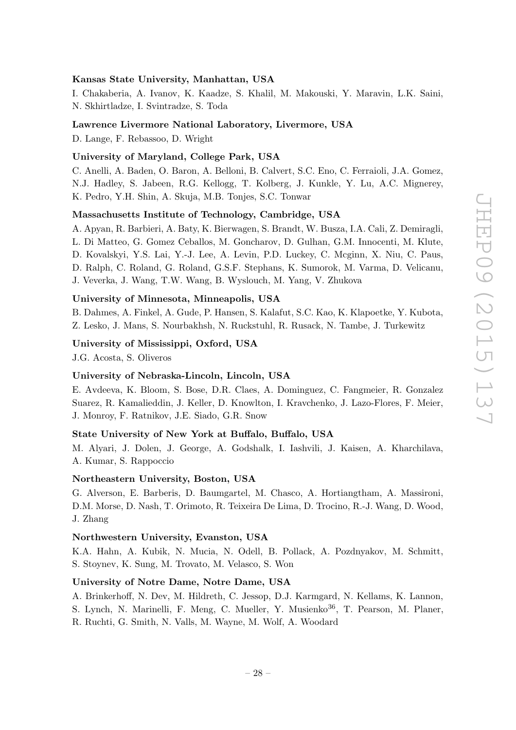**Kansas State University, Manhattan, USA**

I. Chakaberia, A. Ivanov, K. Kaadze, S. Khalil, M. Makouski, Y. Maravin, L.K. Saini, N. Skhirtladze, I. Svintradze, S. Toda

**Lawrence Livermore National Laboratory, Livermore, USA**

D. Lange, F. Rebassoo, D. Wright

**University of Maryland, College Park, USA**

C. Anelli, A. Baden, O. Baron, A. Belloni, B. Calvert, S.C. Eno, C. Ferraioli, J.A. Gomez, N.J. Hadley, S. Jabeen, R.G. Kellogg, T. Kolberg, J. Kunkle, Y. Lu, A.C. Mignerey, K. Pedro, Y.H. Shin, A. Skuja, M.B. Tonjes, S.C. Tonwar

**Massachusetts Institute of Technology, Cambridge, USA**

A. Apyan, R. Barbieri, A. Baty, K. Bierwagen, S. Brandt, W. Busza, I.A. Cali, Z. Demiragli, L. Di Matteo, G. Gomez Ceballos, M. Goncharov, D. Gulhan, G.M. Innocenti, M. Klute, D. Kovalskyi, Y.S. Lai, Y.-J. Lee, A. Levin, P.D. Luckey, C. Mcginn, X. Niu, C. Paus, D. Ralph, C. Roland, G. Roland, G.S.F. Stephans, K. Sumorok, M. Varma, D. Velicanu, J. Veverka, J. Wang, T.W. Wang, B. Wyslouch, M. Yang, V. Zhukova

**University of Minnesota, Minneapolis, USA**

B. Dahmes, A. Finkel, A. Gude, P. Hansen, S. Kalafut, S.C. Kao, K. Klapoetke, Y. Kubota, Z. Lesko, J. Mans, S. Nourbakhsh, N. Ruckstuhl, R. Rusack, N. Tambe, J. Turkewitz

**University of Mississippi, Oxford, USA**

J.G. Acosta, S. Oliveros

**University of Nebraska-Lincoln, Lincoln, USA**

E. Avdeeva, K. Bloom, S. Bose, D.R. Claes, A. Dominguez, C. Fangmeier, R. Gonzalez Suarez, R. Kamalieddin, J. Keller, D. Knowlton, I. Kravchenko, J. Lazo-Flores, F. Meier, J. Monroy, F. Ratnikov, J.E. Siado, G.R. Snow

**State University of New York at Buffalo, Buffalo, USA**

M. Alyari, J. Dolen, J. George, A. Godshalk, I. Iashvili, J. Kaisen, A. Kharchilava, A. Kumar, S. Rappoccio

**Northeastern University, Boston, USA**

G. Alverson, E. Barberis, D. Baumgartel, M. Chasco, A. Hortiangtham, A. Massironi, D.M. Morse, D. Nash, T. Orimoto, R. Teixeira De Lima, D. Trocino, R.-J. Wang, D. Wood, J. Zhang

**Northwestern University, Evanston, USA**

K.A. Hahn, A. Kubik, N. Mucia, N. Odell, B. Pollack, A. Pozdnyakov, M. Schmitt, S. Stoynev, K. Sung, M. Trovato, M. Velasco, S. Won

**University of Notre Dame, Notre Dame, USA**

A. Brinkerhoff, N. Dev, M. Hildreth, C. Jessop, D.J. Karmgard, N. Kellams, K. Lannon, S. Lynch, N. Marinelli, F. Meng, C. Mueller, Y. Musienko[36], T. Pearson, M. Planer, R. Ruchti, G. Smith, N. Valls, M. Wayne, M. Wolf, A. Woodard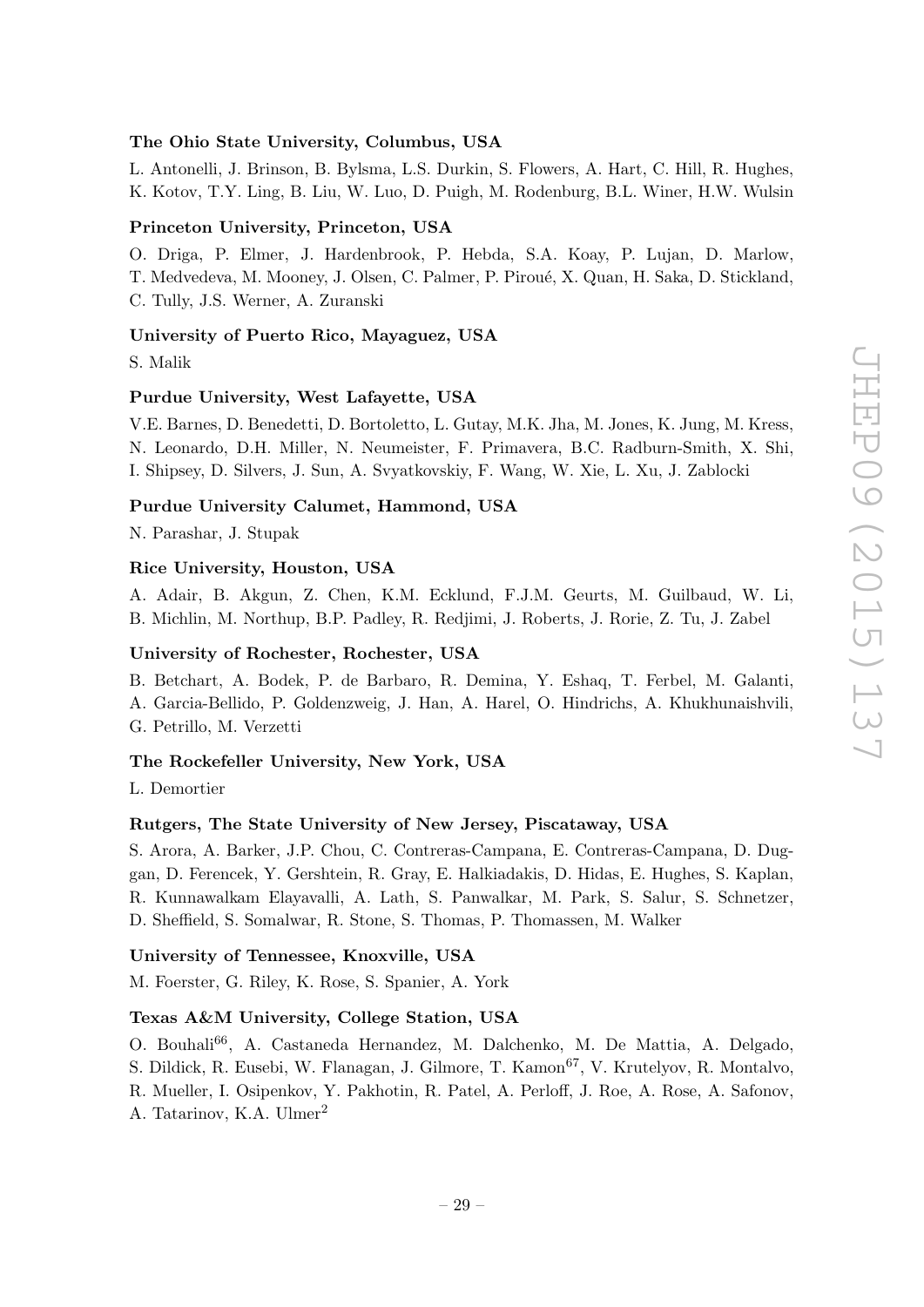**The Ohio State University, Columbus, USA**

L. Antonelli, J. Brinson, B. Bylsma, L.S. Durkin, S. Flowers, A. Hart, C. Hill, R. Hughes, K. Kotov, T.Y. Ling, B. Liu, W. Luo, D. Puigh, M. Rodenburg, B.L. Winer, H.W. Wulsin

**Princeton University, Princeton, USA**

O. Driga, P. Elmer, J. Hardenbrook, P. Hebda, S.A. Koay, P. Lujan, D. Marlow, T. Medvedeva, M. Mooney, J. Olsen, C. Palmer, P. Piroué, X. Quan, H. Saka, D. Stickland, C. Tully, J.S. Werner, A. Zuranski

**University of Puerto Rico, Mayaguez, USA**

S. Malik

**Purdue University, West Lafayette, USA**

V.E. Barnes, D. Benedetti, D. Bortoletto, L. Gutay, M.K. Jha, M. Jones, K. Jung, M. Kress, N. Leonardo, D.H. Miller, N. Neumeister, F. Primavera, B.C. Radburn-Smith, X. Shi, I. Shipsey, D. Silvers, J. Sun, A. Svyatkovskiy, F. Wang, W. Xie, L. Xu, J. Zablocki

**Purdue University Calumet, Hammond, USA**

N. Parashar, J. Stupak

**Rice University, Houston, USA**

A. Adair, B. Akgun, Z. Chen, K.M. Ecklund, F.J.M. Geurts, M. Guilbaud, W. Li, B. Michlin, M. Northup, B.P. Padley, R. Redjimi, J. Roberts, J. Rorie, Z. Tu, J. Zabel

**University of Rochester, Rochester, USA**

B. Betchart, A. Bodek, P. de Barbaro, R. Demina, Y. Eshaq, T. Ferbel, M. Galanti, A. Garcia-Bellido, P. Goldenzweig, J. Han, A. Harel, O. Hindrichs, A. Khukhunaishvili, G. Petrillo, M. Verzetti

**The Rockefeller University, New York, USA**

L. Demortier

**Rutgers, The State University of New Jersey, Piscataway, USA**

S. Arora, A. Barker, J.P. Chou, C. Contreras-Campana, E. Contreras-Campana, D. Duggan, D. Ferencek, Y. Gershtein, R. Gray, E. Halkiadakis, D. Hidas, E. Hughes, S. Kaplan, R. Kunnawalkam Elayavalli, A. Lath, S. Panwalkar, M. Park, S. Salur, S. Schnetzer, D. Sheffield, S. Somalwar, R. Stone, S. Thomas, P. Thomassen, M. Walker

**University of Tennessee, Knoxville, USA**

M. Foerster, G. Riley, K. Rose, S. Spanier, A. York

**Texas A&M University, College Station, USA**

O. Bouhali[66], A. Castaneda Hernandez, M. Dalchenko, M. De Mattia, A. Delgado, S. Dildick, R. Eusebi, W. Flanagan, J. Gilmore, T. Kamon[67], V. Krutelyov, R. Montalvo, R. Mueller, I. Osipenkov, Y. Pakhotin, R. Patel, A. Perloff, J. Roe, A. Rose, A. Safonov, A. Tatarinov, K.A. Ulmer[2]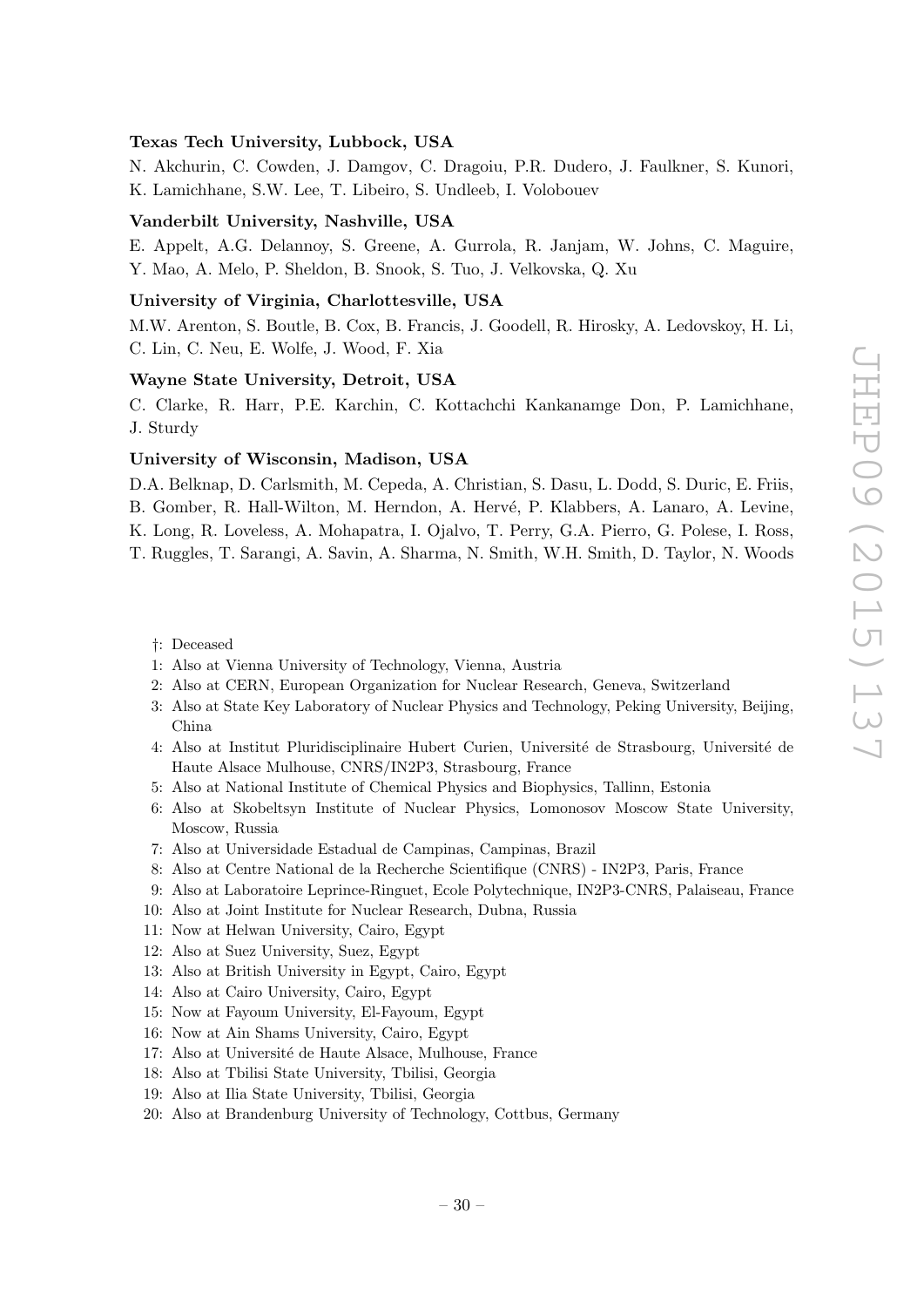**Texas Tech University, Lubbock, USA**

N. Akchurin, C. Cowden, J. Damgov, C. Dragoiu, P.R. Dudero, J. Faulkner, S. Kunori, K. Lamichhane, S.W. Lee, T. Libeiro, S. Undleeb, I. Volobouev

**Vanderbilt University, Nashville, USA**

E. Appelt, A.G. Delannoy, S. Greene, A. Gurrola, R. Janjam, W. Johns, C. Maguire, Y. Mao, A. Melo, P. Sheldon, B. Snook, S. Tuo, J. Velkovska, Q. Xu

**University of Virginia, Charlottesville, USA**

M.W. Arenton, S. Boutle, B. Cox, B. Francis, J. Goodell, R. Hirosky, A. Ledovskoy, H. Li, C. Lin, C. Neu, E. Wolfe, J. Wood, F. Xia

**Wayne State University, Detroit, USA**

C. Clarke, R. Harr, P.E. Karchin, C. Kottachchi Kankanamge Don, P. Lamichhane, J. Sturdy

**University of Wisconsin, Madison, USA**

D.A. Belknap, D. Carlsmith, M. Cepeda, A. Christian, S. Dasu, L. Dodd, S. Duric, E. Friis, B. Gomber, R. Hall-Wilton, M. Herndon, A. Hervé, P. Klabbers, A. Lanaro, A. Levine, K. Long, R. Loveless, A. Mohapatra, I. Ojalvo, T. Perry, G.A. Pierro, G. Polese, I. Ross, T. Ruggles, T. Sarangi, A. Savin, A. Sharma, N. Smith, W.H. Smith, D. Taylor, N. Woods

†: Deceased  
1: Also at Vienna University of Technology, Vienna, Austria  
2: Also at CERN, European Organization for Nuclear Research, Geneva, Switzerland  
3: Also at State Key Laboratory of Nuclear Physics and Technology, Peking University, Beijing, China  
4: Also at Institut Pluridisciplinaire Hubert Curien, Université de Strasbourg, Université de Haute Alsace Mulhouse, CNRS/IN2P3, Strasbourg, France  
5: Also at National Institute of Chemical Physics and Biophysics, Tallinn, Estonia  
6: Also at Skobeltsyn Institute of Nuclear Physics, Lomonosov Moscow State University, Moscow, Russia  
7: Also at Universidade Estadual de Campinas, Campinas, Brazil  
8: Also at Centre National de la Recherche Scientifique (CNRS) - IN2P3, Paris, France  
9: Also at Laboratoire Leprince-Ringuet, Ecole Polytechnique, IN2P3-CNRS, Palaiseau, France  
10: Also at Joint Institute for Nuclear Research, Dubna, Russia  
11: Now at Helwan University, Cairo, Egypt  
12: Also at Suez University, Suez, Egypt  
13: Also at British University in Egypt, Cairo, Egypt  
14: Also at Cairo University, Cairo, Egypt  
15: Now at Fayoum University, El-Fayoum, Egypt  
16: Now at Ain Shams University, Cairo, Egypt  
17: Also at Université de Haute Alsace, Mulhouse, France  
18: Also at Tbilisi State University, Tbilisi, Georgia  
19: Also at Ilia State University, Tbilisi, Georgia  
20: Also at Brandenburg University of Technology, Cottbus, Germany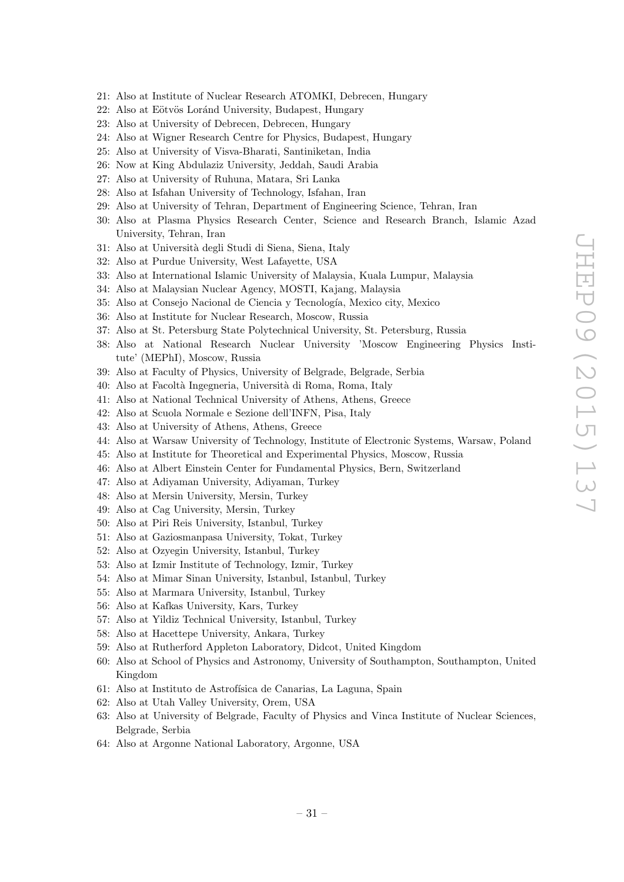21: Also at Institute of Nuclear Research ATOMKI, Debrecen, Hungary  
22: Also at Eötvös Loránd University, Budapest, Hungary  
23: Also at University of Debrecen, Debrecen, Hungary  
24: Also at Wigner Research Centre for Physics, Budapest, Hungary  
25: Also at University of Visva-Bharati, Santiniketan, India  
26: Now at King Abdulaziz University, Jeddah, Saudi Arabia  
27: Also at University of Ruhuna, Matara, Sri Lanka  
28: Also at Isfahan University of Technology, Isfahan, Iran  
29: Also at University of Tehran, Department of Engineering Science, Tehran, Iran  
30: Also at Plasma Physics Research Center, Science and Research Branch, Islamic Azad University, Tehran, Iran  
31: Also at Università degli Studi di Siena, Siena, Italy  
32: Also at Purdue University, West Lafayette, USA  
33: Also at International Islamic University of Malaysia, Kuala Lumpur, Malaysia  
34: Also at Malaysian Nuclear Agency, MOSTI, Kajang, Malaysia  
35: Also at Consejo Nacional de Ciencia y Tecnología, Mexico city, Mexico  
36: Also at Institute for Nuclear Research, Moscow, Russia  
37: Also at St. Petersburg State Polytechnical University, St. Petersburg, Russia  
38: Also at National Research Nuclear University 'Moscow Engineering Physics Institute' (MEPhI), Moscow, Russia  
39: Also at Faculty of Physics, University of Belgrade, Belgrade, Serbia  
40: Also at Facoltà Ingegneria, Università di Roma, Roma, Italy  
41: Also at National Technical University of Athens, Athens, Greece  
42: Also at Scuola Normale e Sezione dell'INFN, Pisa, Italy  
43: Also at University of Athens, Athens, Greece  
44: Also at Warsaw University of Technology, Institute of Electronic Systems, Warsaw, Poland  
45: Also at Institute for Theoretical and Experimental Physics, Moscow, Russia  
46: Also at Albert Einstein Center for Fundamental Physics, Bern, Switzerland  
47: Also at Adiyaman University, Adiyaman, Turkey  
48: Also at Mersin University, Mersin, Turkey  
49: Also at Cag University, Mersin, Turkey  
50: Also at Piri Reis University, Istanbul, Turkey  
51: Also at Gaziosmanpasa University, Tokat, Turkey  
52: Also at Ozyegin University, Istanbul, Turkey  
53: Also at Izmir Institute of Technology, Izmir, Turkey  
54: Also at Mimar Sinan University, Istanbul, Istanbul, Turkey  
55: Also at Marmara University, Istanbul, Turkey  
56: Also at Kafkas University, Kars, Turkey  
57: Also at Yildiz Technical University, Istanbul, Turkey  
58: Also at Hacettepe University, Ankara, Turkey  
59: Also at Rutherford Appleton Laboratory, Didcot, United Kingdom  
60: Also at School of Physics and Astronomy, University of Southampton, Southampton, United Kingdom  
61: Also at Instituto de Astrofísica de Canarias, La Laguna, Spain  
62: Also at Utah Valley University, Orem, USA  
63: Also at University of Belgrade, Faculty of Physics and Vinca Institute of Nuclear Sciences, Belgrade, Serbia  
64: Also at Argonne National Laboratory, Argonne, USA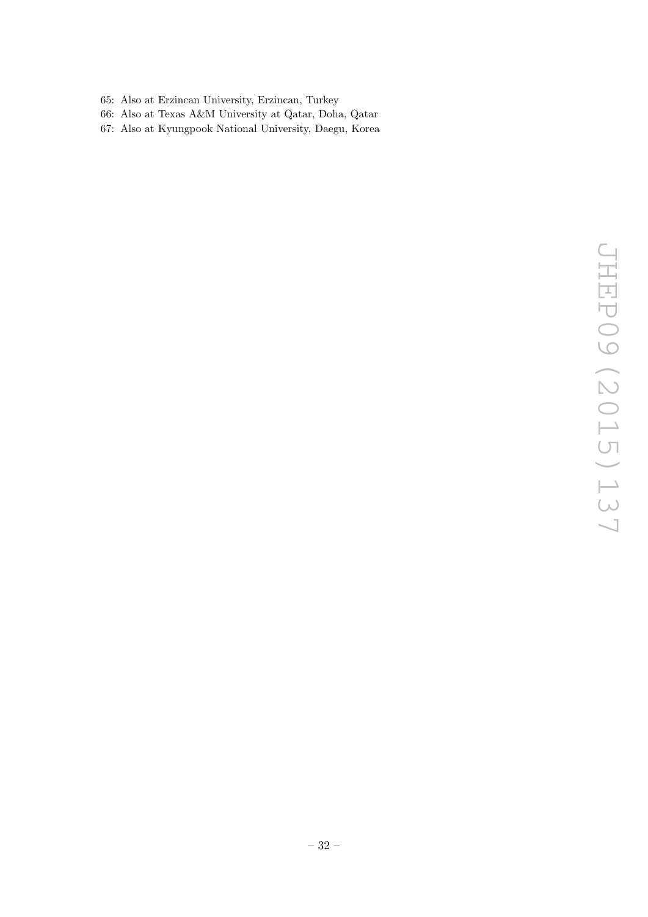65: Also at Erzincan University, Erzincan, Turkey
66: Also at Texas A&M University at Qatar, Doha, Qatar
67: Also at Kyungpook National University, Daegu, Korea